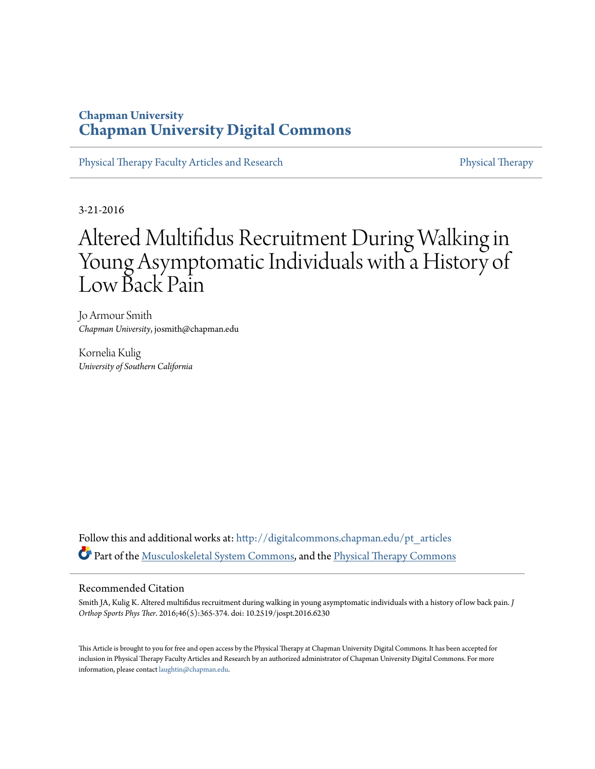**Chapman University**
**Chapman University Digital Commons**

Physical Therapy Faculty Articles and Research | Physical Therapy

3-21-2016

# Altered Multifidus Recruitment During Walking in Young Asymptomatic Individuals with a History of Low Back Pain

Jo Armour Smith
*Chapman University*, josmith@chapman.edu

Kornelia Kulig
*University of Southern California*

Follow this and additional works at: http://digitalcommons.chapman.edu/pt_articles

Part of the Musculoskeletal System Commons, and the Physical Therapy Commons

## Recommended Citation

Smith JA, Kulig K. Altered multifidus recruitment during walking in young asymptomatic individuals with a history of low back pain. *J Orthop Sports Phys Ther*. 2016;46(5):365-374. doi: 10.2519/jospt.2016.6230

This Article is brought to you for free and open access by the Physical Therapy at Chapman University Digital Commons. It has been accepted for inclusion in Physical Therapy Faculty Articles and Research by an authorized administrator of Chapman University Digital Commons. For more information, please contact laughtin@chapman.edu.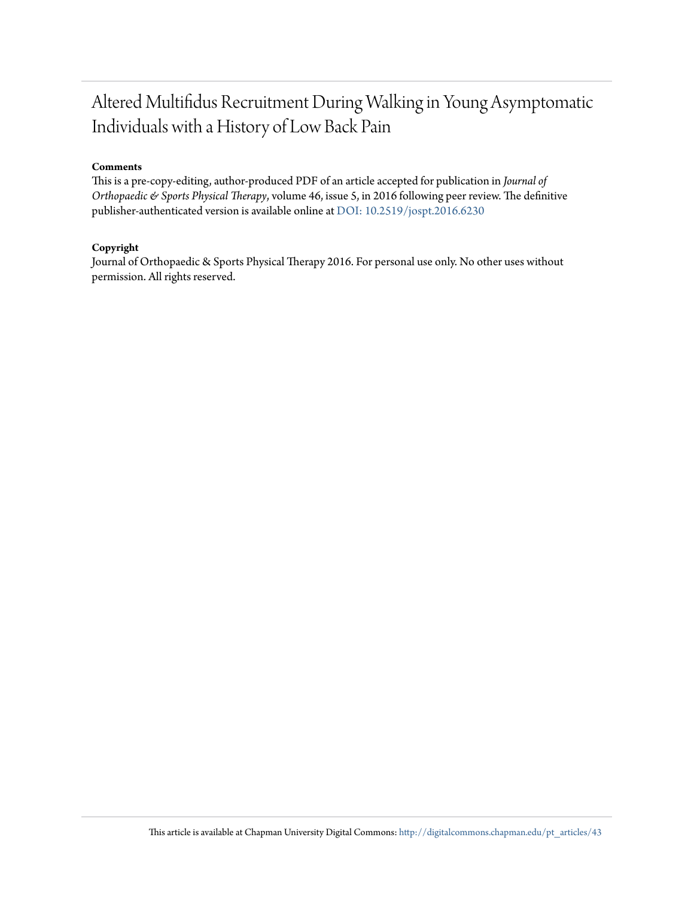# Altered Multifidus Recruitment During Walking in Young Asymptomatic Individuals with a History of Low Back Pain

### Comments

This is a pre-copy-editing, author-produced PDF of an article accepted for publication in *Journal of Orthopaedic & Sports Physical Therapy*, volume 46, issue 5, in 2016 following peer review. The definitive publisher-authenticated version is available online at DOI: 10.2519/jospt.2016.6230

### Copyright

Journal of Orthopaedic & Sports Physical Therapy 2016. For personal use only. No other uses without permission. All rights reserved.

This article is available at Chapman University Digital Commons: http://digitalcommons.chapman.edu/pt_articles/43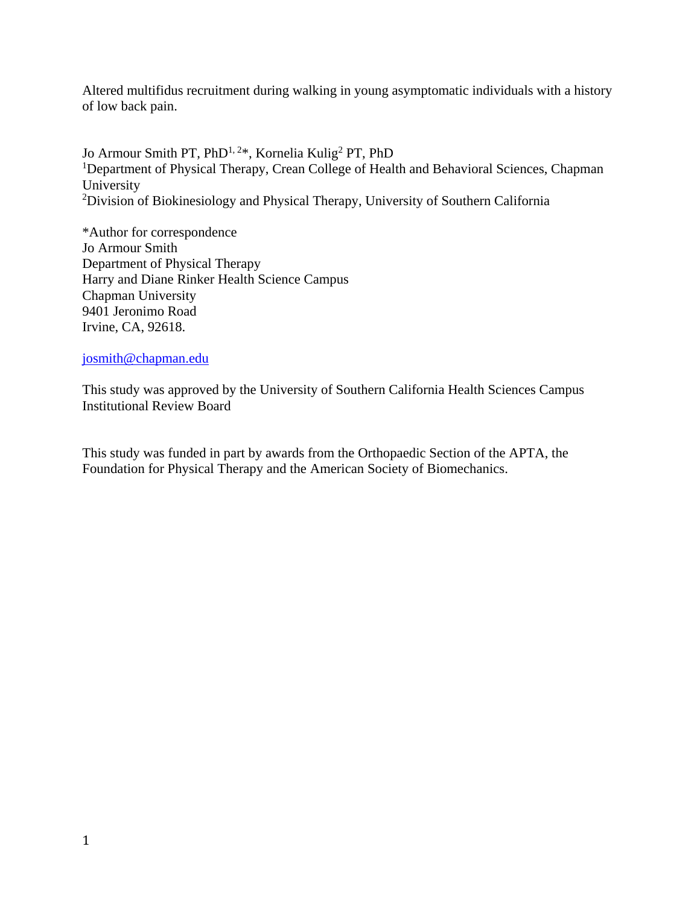Altered multifidus recruitment during walking in young asymptomatic individuals with a history of low back pain.

Jo Armour Smith PT, PhD[1, 2]*, Kornelia Kulig[2] PT, PhD

[1]Department of Physical Therapy, Crean College of Health and Behavioral Sciences, Chapman University

[2]Division of Biokinesiology and Physical Therapy, University of Southern California

*Author for correspondence
Jo Armour Smith
Department of Physical Therapy
Harry and Diane Rinker Health Science Campus
Chapman University
9401 Jeronimo Road
Irvine, CA, 92618.

josmith@chapman.edu

This study was approved by the University of Southern California Health Sciences Campus Institutional Review Board

This study was funded in part by awards from the Orthopaedic Section of the APTA, the Foundation for Physical Therapy and the American Society of Biomechanics.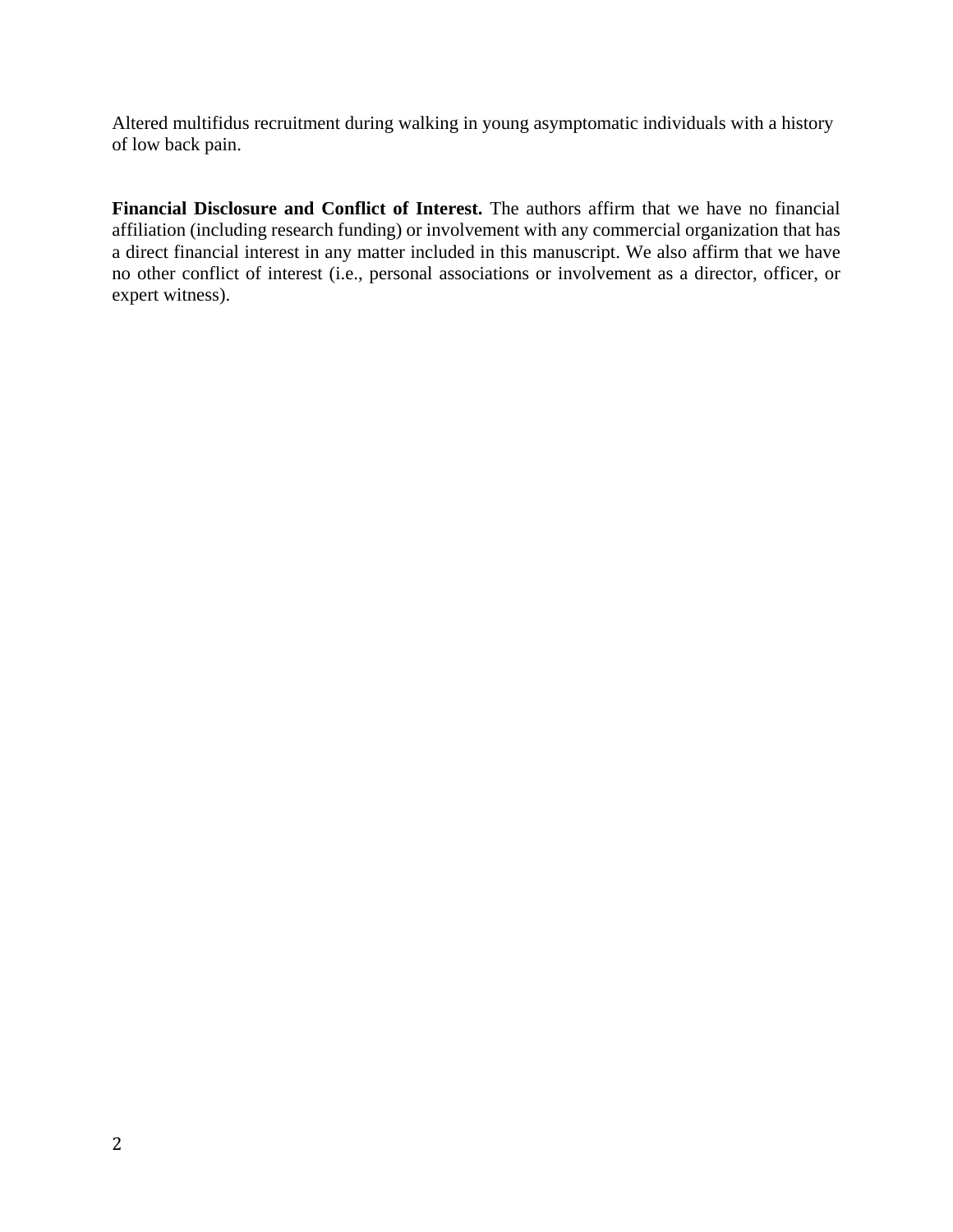Altered multifidus recruitment during walking in young asymptomatic individuals with a history of low back pain.

**Financial Disclosure and Conflict of Interest.** The authors affirm that we have no financial affiliation (including research funding) or involvement with any commercial organization that has a direct financial interest in any matter included in this manuscript. We also affirm that we have no other conflict of interest (i.e., personal associations or involvement as a director, officer, or expert witness).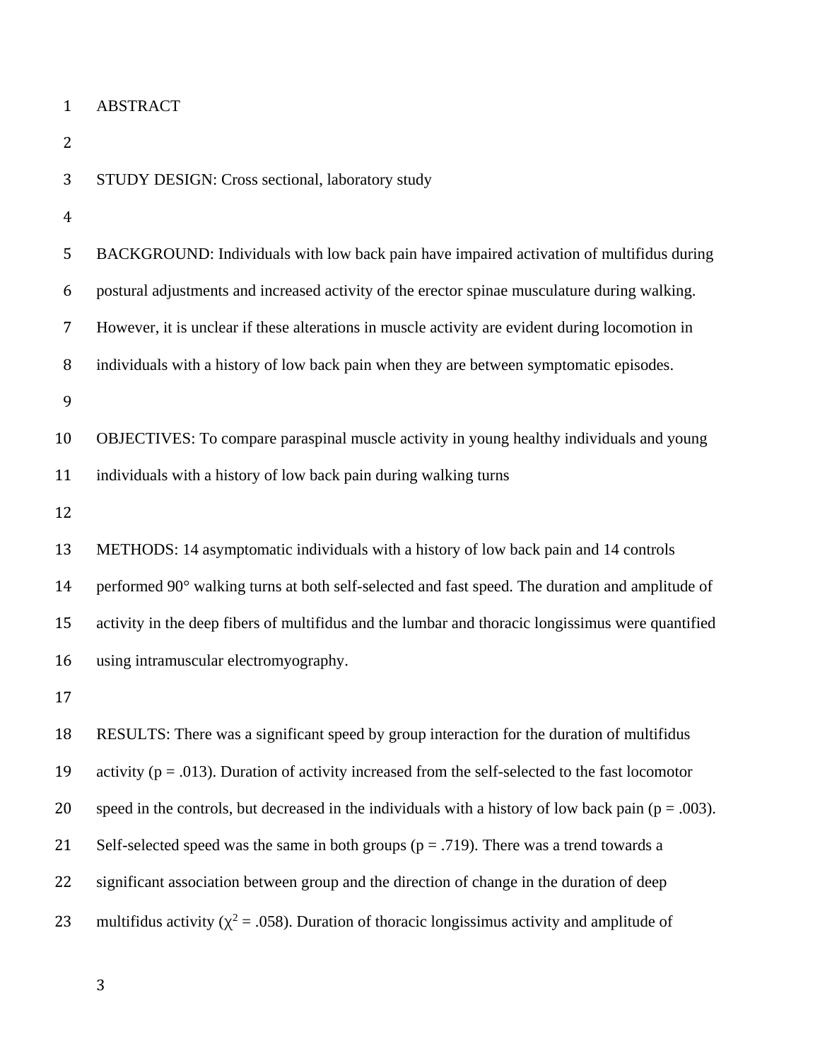# ABSTRACT

STUDY DESIGN: Cross sectional, laboratory study

BACKGROUND: Individuals with low back pain have impaired activation of multifidus during postural adjustments and increased activity of the erector spinae musculature during walking. However, it is unclear if these alterations in muscle activity are evident during locomotion in individuals with a history of low back pain when they are between symptomatic episodes.

OBJECTIVES: To compare paraspinal muscle activity in young healthy individuals and young individuals with a history of low back pain during walking turns

METHODS: 14 asymptomatic individuals with a history of low back pain and 14 controls performed 90° walking turns at both self-selected and fast speed. The duration and amplitude of activity in the deep fibers of multifidus and the lumbar and thoracic longissimus were quantified using intramuscular electromyography.

RESULTS: There was a significant speed by group interaction for the duration of multifidus activity ($p = .013$). Duration of activity increased from the self-selected to the fast locomotor speed in the controls, but decreased in the individuals with a history of low back pain ($p = .003$). Self-selected speed was the same in both groups ($p = .719$). There was a trend towards a significant association between group and the direction of change in the duration of deep multifidus activity ($\chi^2 = .058$). Duration of thoracic longissimus activity and amplitude of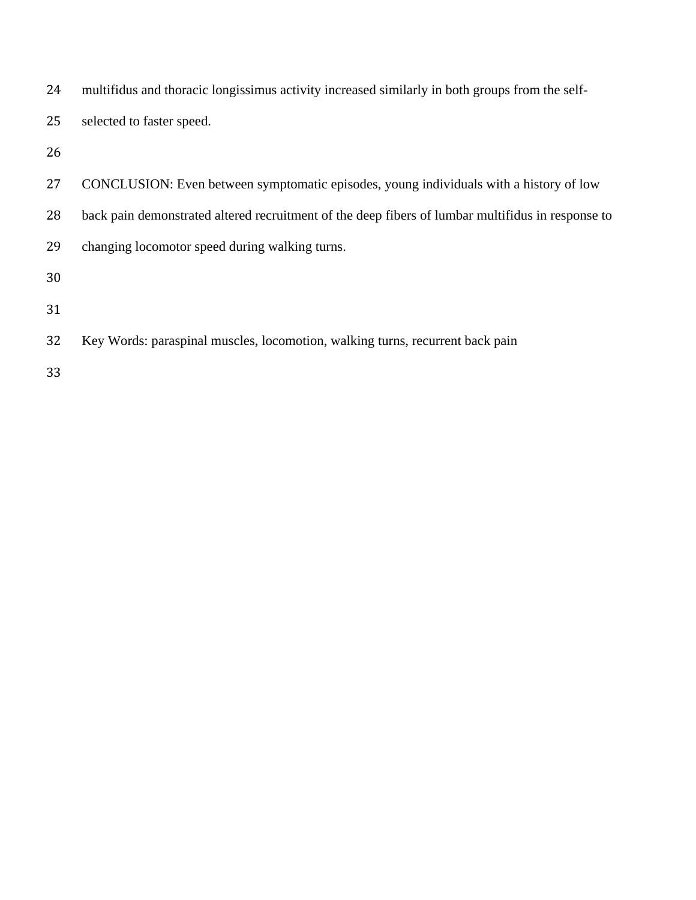multifidus and thoracic longissimus activity increased similarly in both groups from the self-selected to faster speed.

CONCLUSION: Even between symptomatic episodes, young individuals with a history of low back pain demonstrated altered recruitment of the deep fibers of lumbar multifidus in response to changing locomotor speed during walking turns.

Key Words: paraspinal muscles, locomotion, walking turns, recurrent back pain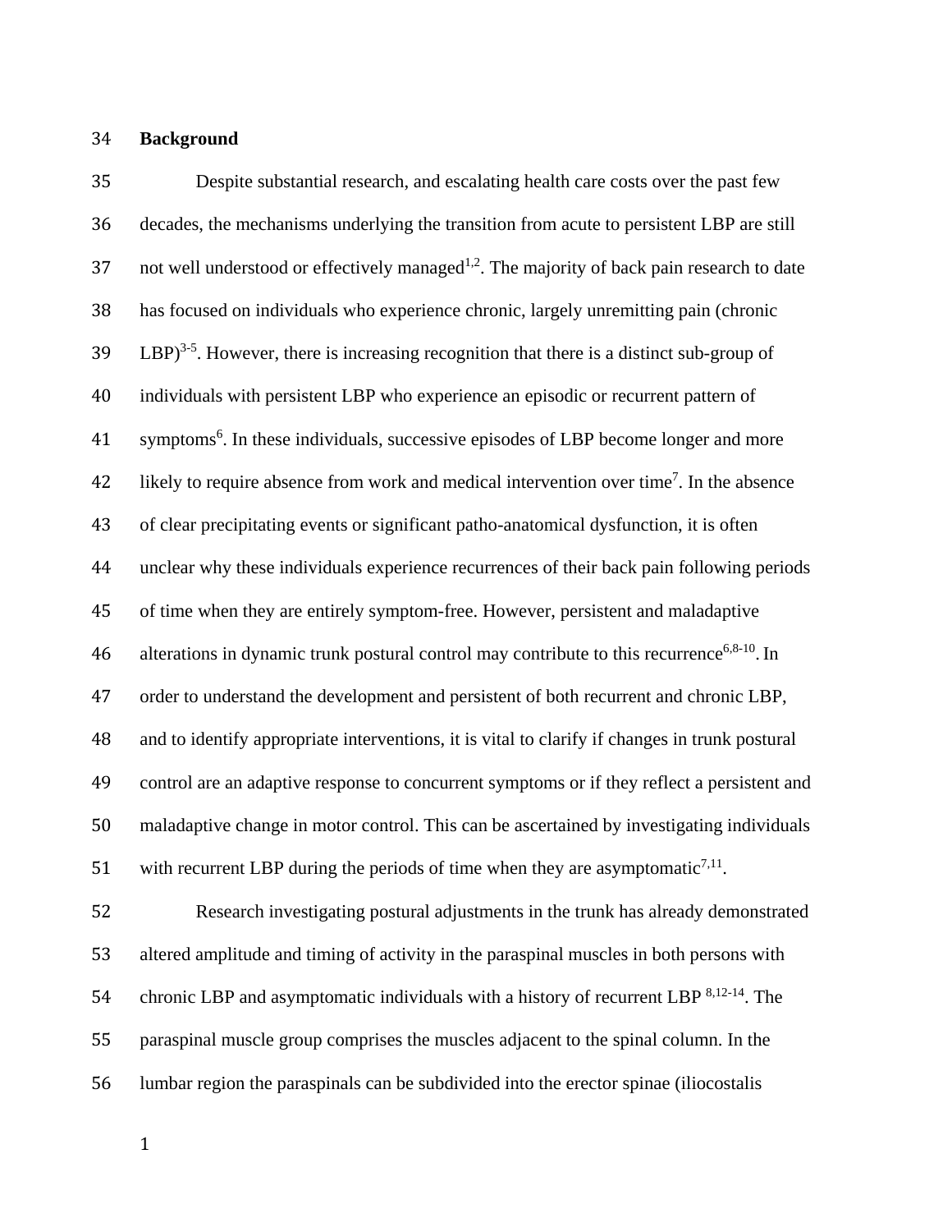## Background

Despite substantial research, and escalating health care costs over the past few decades, the mechanisms underlying the transition from acute to persistent LBP are still not well understood or effectively managed[1,2]. The majority of back pain research to date has focused on individuals who experience chronic, largely unremitting pain (chronic LBP)[3-5]. However, there is increasing recognition that there is a distinct sub-group of individuals with persistent LBP who experience an episodic or recurrent pattern of symptoms[6]. In these individuals, successive episodes of LBP become longer and more likely to require absence from work and medical intervention over time[7]. In the absence of clear precipitating events or significant patho-anatomical dysfunction, it is often unclear why these individuals experience recurrences of their back pain following periods of time when they are entirely symptom-free. However, persistent and maladaptive alterations in dynamic trunk postural control may contribute to this recurrence[6,8-10]. In order to understand the development and persistent of both recurrent and chronic LBP, and to identify appropriate interventions, it is vital to clarify if changes in trunk postural control are an adaptive response to concurrent symptoms or if they reflect a persistent and maladaptive change in motor control. This can be ascertained by investigating individuals with recurrent LBP during the periods of time when they are asymptomatic[7,11].

Research investigating postural adjustments in the trunk has already demonstrated altered amplitude and timing of activity in the paraspinal muscles in both persons with chronic LBP and asymptomatic individuals with a history of recurrent LBP [8,12-14]. The paraspinal muscle group comprises the muscles adjacent to the spinal column. In the lumbar region the paraspinals can be subdivided into the erector spinae (iliocostalis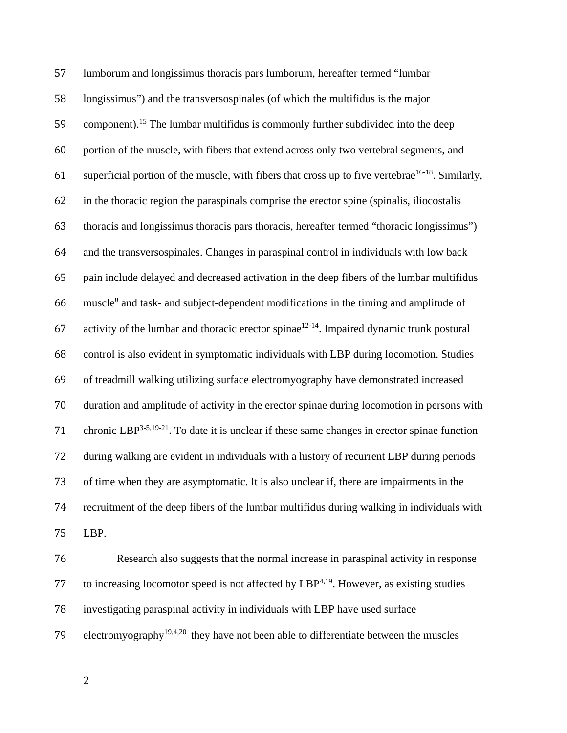lumborum and longissimus thoracis pars lumborum, hereafter termed “lumbar longissimus”) and the transversospinales (of which the multifidus is the major component).[15] The lumbar multifidus is commonly further subdivided into the deep portion of the muscle, with fibers that extend across only two vertebral segments, and superficial portion of the muscle, with fibers that cross up to five vertebrae[16-18]. Similarly, in the thoracic region the paraspinals comprise the erector spine (spinalis, iliocostalis thoracis and longissimus thoracis pars thoracis, hereafter termed “thoracic longissimus”) and the transversospinales. Changes in paraspinal control in individuals with low back pain include delayed and decreased activation in the deep fibers of the lumbar multifidus muscle[8] and task- and subject-dependent modifications in the timing and amplitude of activity of the lumbar and thoracic erector spinae[12-14]. Impaired dynamic trunk postural control is also evident in symptomatic individuals with LBP during locomotion. Studies of treadmill walking utilizing surface electromyography have demonstrated increased duration and amplitude of activity in the erector spinae during locomotion in persons with chronic LBP[3-5,19-21]. To date it is unclear if these same changes in erector spinae function during walking are evident in individuals with a history of recurrent LBP during periods of time when they are asymptomatic. It is also unclear if, there are impairments in the recruitment of the deep fibers of the lumbar multifidus during walking in individuals with LBP.

Research also suggests that the normal increase in paraspinal activity in response to increasing locomotor speed is not affected by LBP[4,19]. However, as existing studies investigating paraspinal activity in individuals with LBP have used surface electromyography[19,4,20] they have not been able to differentiate between the muscles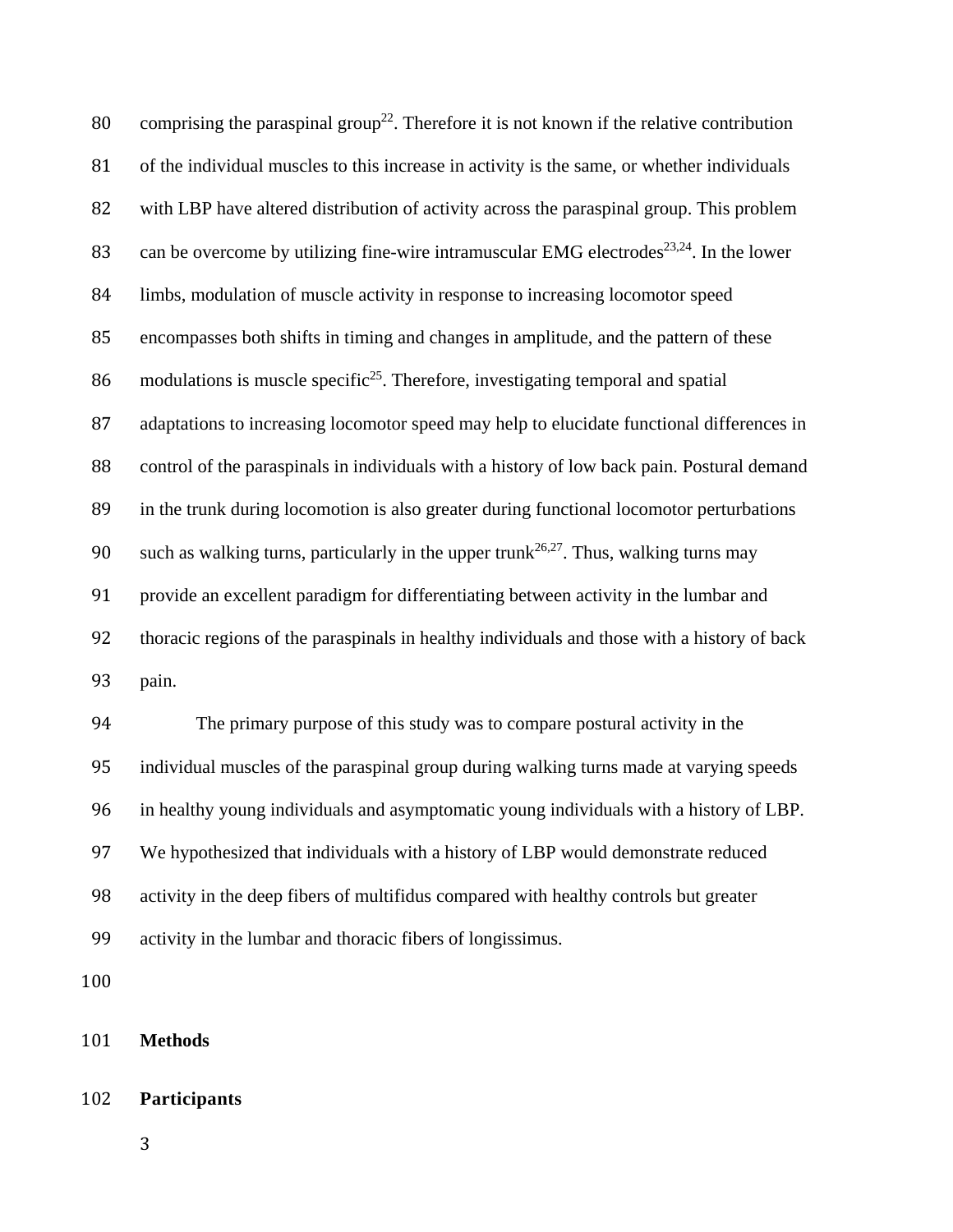comprising the paraspinal group[22]. Therefore it is not known if the relative contribution of the individual muscles to this increase in activity is the same, or whether individuals with LBP have altered distribution of activity across the paraspinal group. This problem can be overcome by utilizing fine-wire intramuscular EMG electrodes[23,24]. In the lower limbs, modulation of muscle activity in response to increasing locomotor speed encompasses both shifts in timing and changes in amplitude, and the pattern of these modulations is muscle specific[25]. Therefore, investigating temporal and spatial adaptations to increasing locomotor speed may help to elucidate functional differences in control of the paraspinals in individuals with a history of low back pain. Postural demand in the trunk during locomotion is also greater during functional locomotor perturbations such as walking turns, particularly in the upper trunk[26,27]. Thus, walking turns may provide an excellent paradigm for differentiating between activity in the lumbar and thoracic regions of the paraspinals in healthy individuals and those with a history of back pain.

The primary purpose of this study was to compare postural activity in the individual muscles of the paraspinal group during walking turns made at varying speeds in healthy young individuals and asymptomatic young individuals with a history of LBP. We hypothesized that individuals with a history of LBP would demonstrate reduced activity in the deep fibers of multifidus compared with healthy controls but greater activity in the lumbar and thoracic fibers of longissimus.

## Methods

### Participants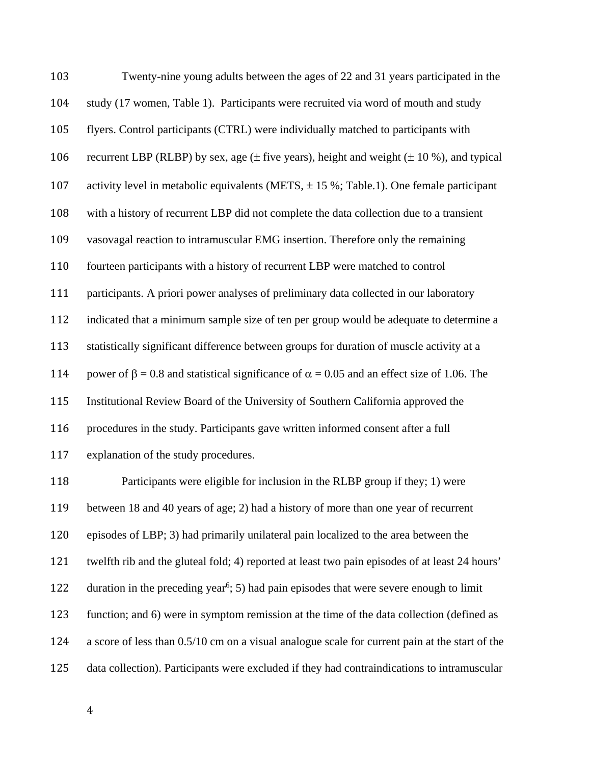Twenty-nine young adults between the ages of 22 and 31 years participated in the study (17 women, Table 1). Participants were recruited via word of mouth and study flyers. Control participants (CTRL) were individually matched to participants with recurrent LBP (RLBP) by sex, age (± five years), height and weight (± 10 %), and typical activity level in metabolic equivalents (METS, ± 15 %; Table.1). One female participant with a history of recurrent LBP did not complete the data collection due to a transient vasovagal reaction to intramuscular EMG insertion. Therefore only the remaining fourteen participants with a history of recurrent LBP were matched to control participants. A priori power analyses of preliminary data collected in our laboratory indicated that a minimum sample size of ten per group would be adequate to determine a statistically significant difference between groups for duration of muscle activity at a power of $\beta = 0.8$ and statistical significance of $\alpha = 0.05$ and an effect size of 1.06. The Institutional Review Board of the University of Southern California approved the procedures in the study. Participants gave written informed consent after a full explanation of the study procedures.

Participants were eligible for inclusion in the RLBP group if they; 1) were between 18 and 40 years of age; 2) had a history of more than one year of recurrent episodes of LBP; 3) had primarily unilateral pain localized to the area between the twelfth rib and the gluteal fold; 4) reported at least two pain episodes of at least 24 hours' duration in the preceding year[6]; 5) had pain episodes that were severe enough to limit function; and 6) were in symptom remission at the time of the data collection (defined as a score of less than 0.5/10 cm on a visual analogue scale for current pain at the start of the data collection). Participants were excluded if they had contraindications to intramuscular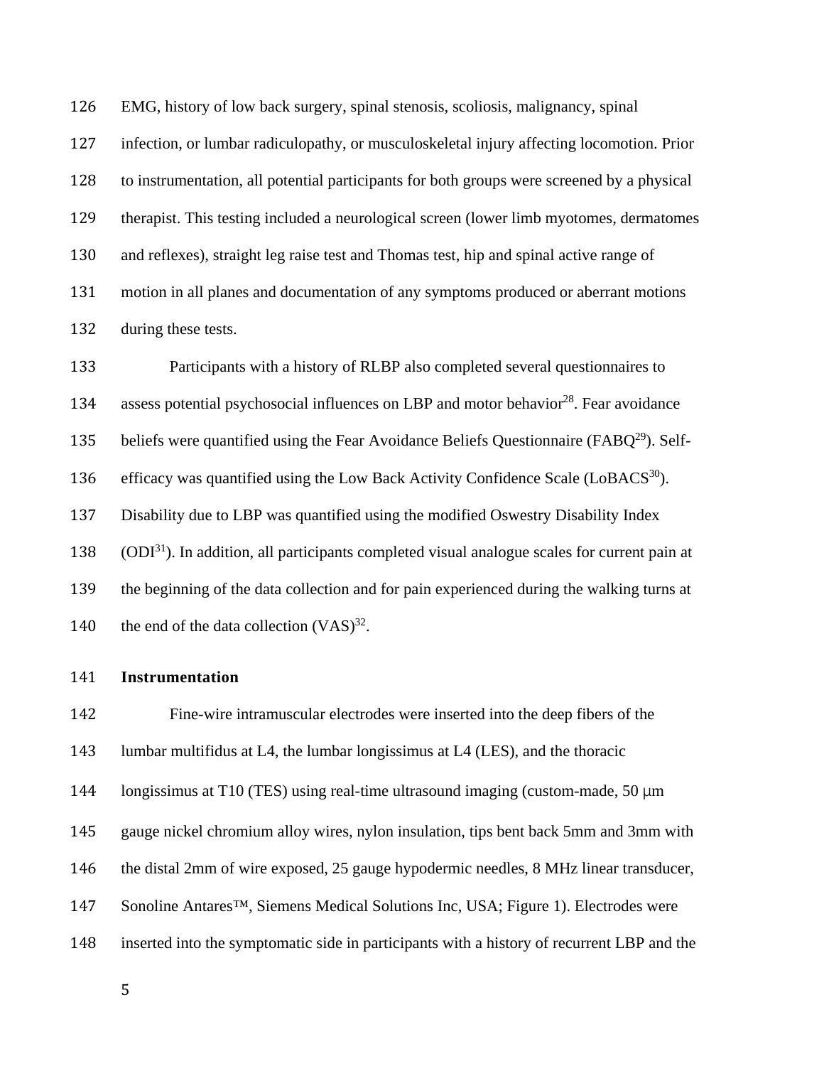EMG, history of low back surgery, spinal stenosis, scoliosis, malignancy, spinal infection, or lumbar radiculopathy, or musculoskeletal injury affecting locomotion. Prior to instrumentation, all potential participants for both groups were screened by a physical therapist. This testing included a neurological screen (lower limb myotomes, dermatomes and reflexes), straight leg raise test and Thomas test, hip and spinal active range of motion in all planes and documentation of any symptoms produced or aberrant motions during these tests.

Participants with a history of RLBP also completed several questionnaires to assess potential psychosocial influences on LBP and motor behavior[28]. Fear avoidance beliefs were quantified using the Fear Avoidance Beliefs Questionnaire (FABQ[29]). Self-efficacy was quantified using the Low Back Activity Confidence Scale (LoBACS[30]). Disability due to LBP was quantified using the modified Oswestry Disability Index (ODI[31]). In addition, all participants completed visual analogue scales for current pain at the beginning of the data collection and for pain experienced during the walking turns at the end of the data collection (VAS)[32].

## Instrumentation

Fine-wire intramuscular electrodes were inserted into the deep fibers of the lumbar multifidus at L4, the lumbar longissimus at L4 (LES), and the thoracic longissimus at T10 (TES) using real-time ultrasound imaging (custom-made, 50 μm gauge nickel chromium alloy wires, nylon insulation, tips bent back 5mm and 3mm with the distal 2mm of wire exposed, 25 gauge hypodermic needles, 8 MHz linear transducer, Sonoline Antares™, Siemens Medical Solutions Inc, USA; Figure 1). Electrodes were inserted into the symptomatic side in participants with a history of recurrent LBP and the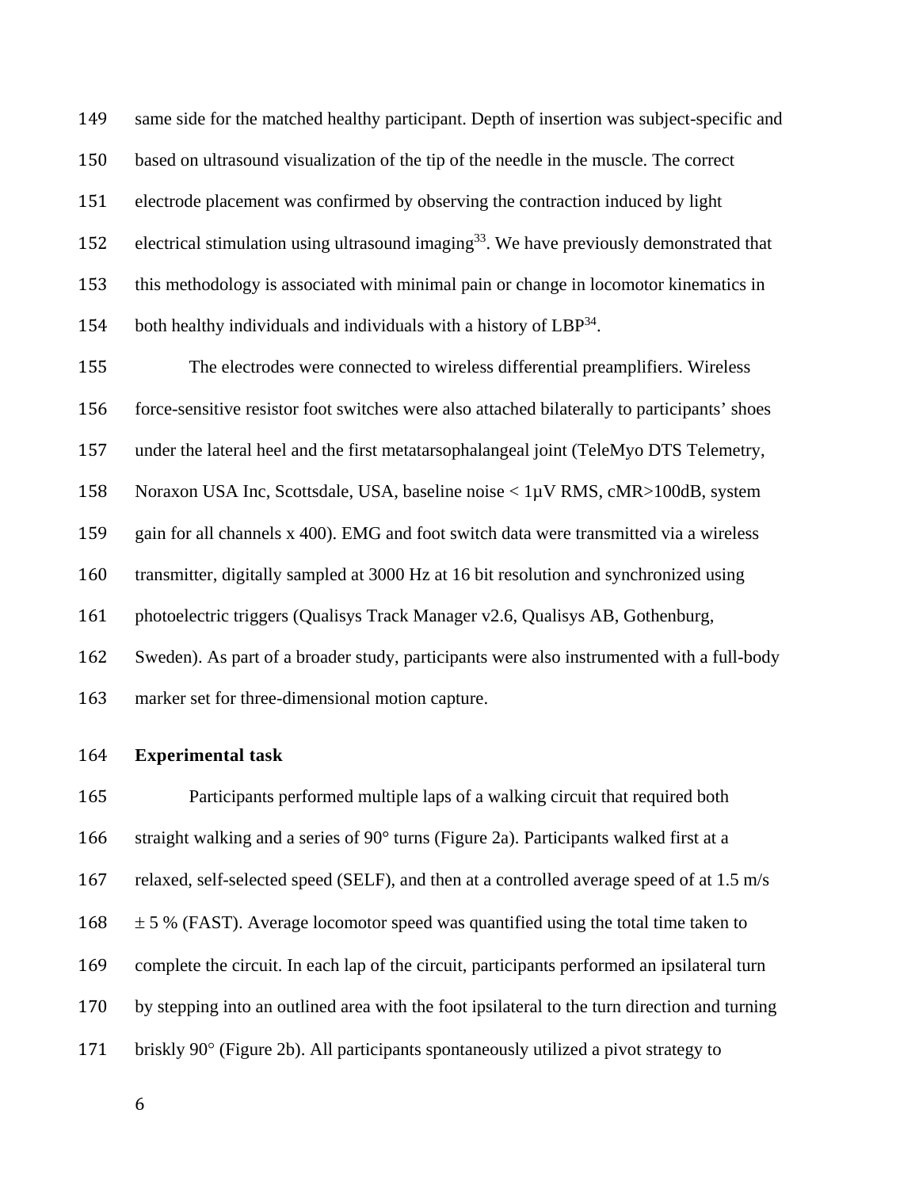same side for the matched healthy participant. Depth of insertion was subject-specific and based on ultrasound visualization of the tip of the needle in the muscle. The correct electrode placement was confirmed by observing the contraction induced by light electrical stimulation using ultrasound imaging[33]. We have previously demonstrated that this methodology is associated with minimal pain or change in locomotor kinematics in both healthy individuals and individuals with a history of LBP[34].

The electrodes were connected to wireless differential preamplifiers. Wireless force-sensitive resistor foot switches were also attached bilaterally to participants' shoes under the lateral heel and the first metatarsophalangeal joint (TeleMyo DTS Telemetry, Noraxon USA Inc, Scottsdale, USA, baseline noise < 1μV RMS, cMR>100dB, system gain for all channels x 400). EMG and foot switch data were transmitted via a wireless transmitter, digitally sampled at 3000 Hz at 16 bit resolution and synchronized using photoelectric triggers (Qualisys Track Manager v2.6, Qualisys AB, Gothenburg, Sweden). As part of a broader study, participants were also instrumented with a full-body marker set for three-dimensional motion capture.

## Experimental task

Participants performed multiple laps of a walking circuit that required both straight walking and a series of 90° turns (Figure 2a). Participants walked first at a relaxed, self-selected speed (SELF), and then at a controlled average speed of at 1.5 m/s ± 5 % (FAST). Average locomotor speed was quantified using the total time taken to complete the circuit. In each lap of the circuit, participants performed an ipsilateral turn by stepping into an outlined area with the foot ipsilateral to the turn direction and turning briskly 90° (Figure 2b). All participants spontaneously utilized a pivot strategy to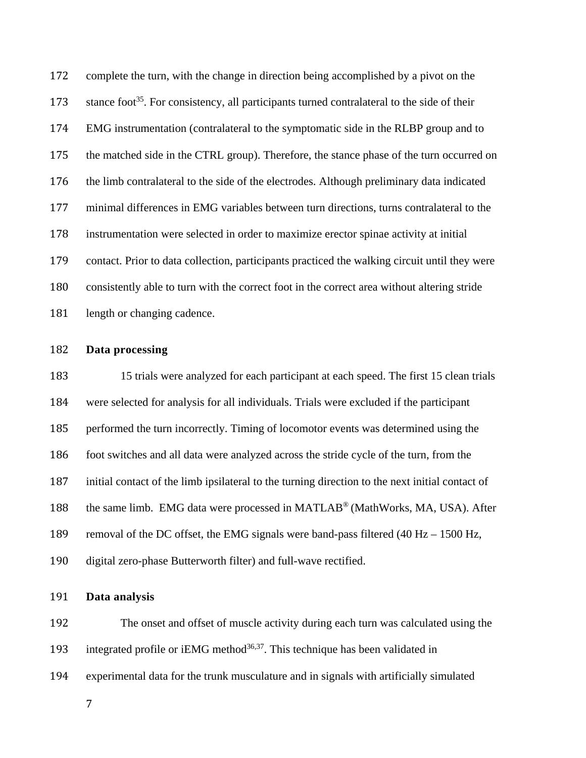complete the turn, with the change in direction being accomplished by a pivot on the stance foot[35]. For consistency, all participants turned contralateral to the side of their EMG instrumentation (contralateral to the symptomatic side in the RLBP group and to the matched side in the CTRL group). Therefore, the stance phase of the turn occurred on the limb contralateral to the side of the electrodes. Although preliminary data indicated minimal differences in EMG variables between turn directions, turns contralateral to the instrumentation were selected in order to maximize erector spinae activity at initial contact. Prior to data collection, participants practiced the walking circuit until they were consistently able to turn with the correct foot in the correct area without altering stride length or changing cadence.

**Data processing**

15 trials were analyzed for each participant at each speed. The first 15 clean trials were selected for analysis for all individuals. Trials were excluded if the participant performed the turn incorrectly. Timing of locomotor events was determined using the foot switches and all data were analyzed across the stride cycle of the turn, from the initial contact of the limb ipsilateral to the turning direction to the next initial contact of the same limb. EMG data were processed in MATLAB® (MathWorks, MA, USA). After removal of the DC offset, the EMG signals were band-pass filtered (40 Hz – 1500 Hz, digital zero-phase Butterworth filter) and full-wave rectified.

**Data analysis**

The onset and offset of muscle activity during each turn was calculated using the integrated profile or iEMG method[36,37]. This technique has been validated in experimental data for the trunk musculature and in signals with artificially simulated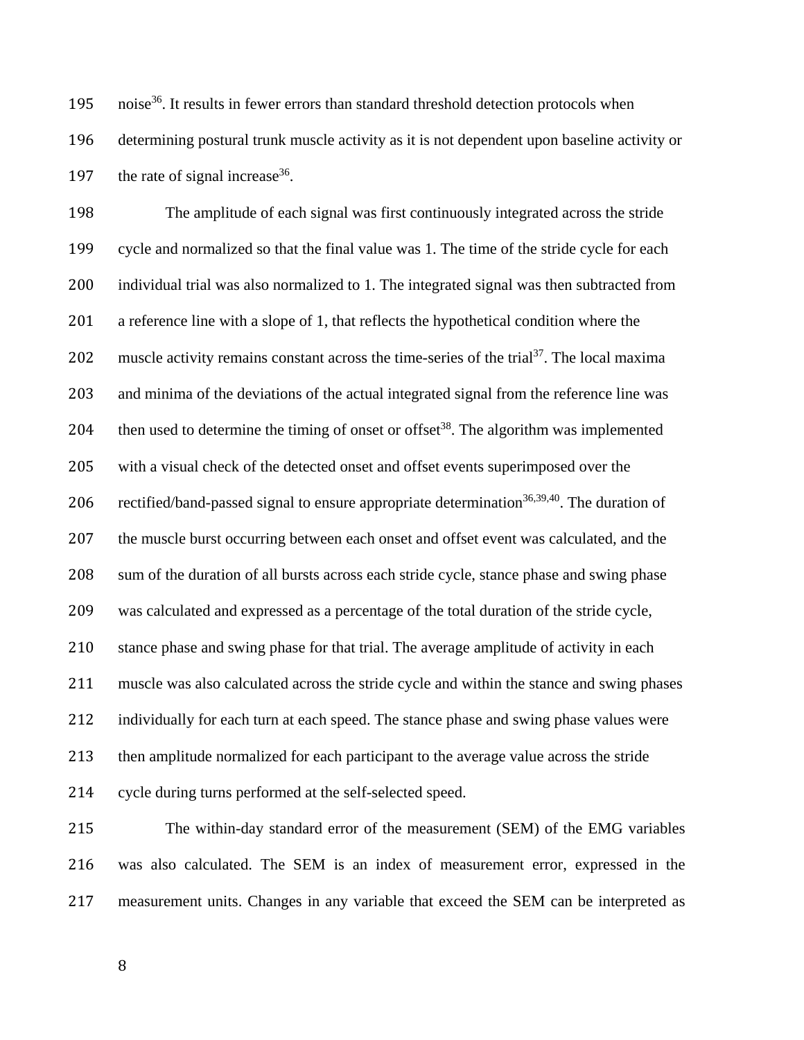noise[36]. It results in fewer errors than standard threshold detection protocols when determining postural trunk muscle activity as it is not dependent upon baseline activity or the rate of signal increase[36].

The amplitude of each signal was first continuously integrated across the stride cycle and normalized so that the final value was 1. The time of the stride cycle for each individual trial was also normalized to 1. The integrated signal was then subtracted from a reference line with a slope of 1, that reflects the hypothetical condition where the muscle activity remains constant across the time-series of the trial[37]. The local maxima and minima of the deviations of the actual integrated signal from the reference line was then used to determine the timing of onset or offset[38]. The algorithm was implemented with a visual check of the detected onset and offset events superimposed over the rectified/band-passed signal to ensure appropriate determination[36,39,40]. The duration of the muscle burst occurring between each onset and offset event was calculated, and the sum of the duration of all bursts across each stride cycle, stance phase and swing phase was calculated and expressed as a percentage of the total duration of the stride cycle, stance phase and swing phase for that trial. The average amplitude of activity in each muscle was also calculated across the stride cycle and within the stance and swing phases individually for each turn at each speed. The stance phase and swing phase values were then amplitude normalized for each participant to the average value across the stride cycle during turns performed at the self-selected speed.

The within-day standard error of the measurement (SEM) of the EMG variables was also calculated. The SEM is an index of measurement error, expressed in the measurement units. Changes in any variable that exceed the SEM can be interpreted as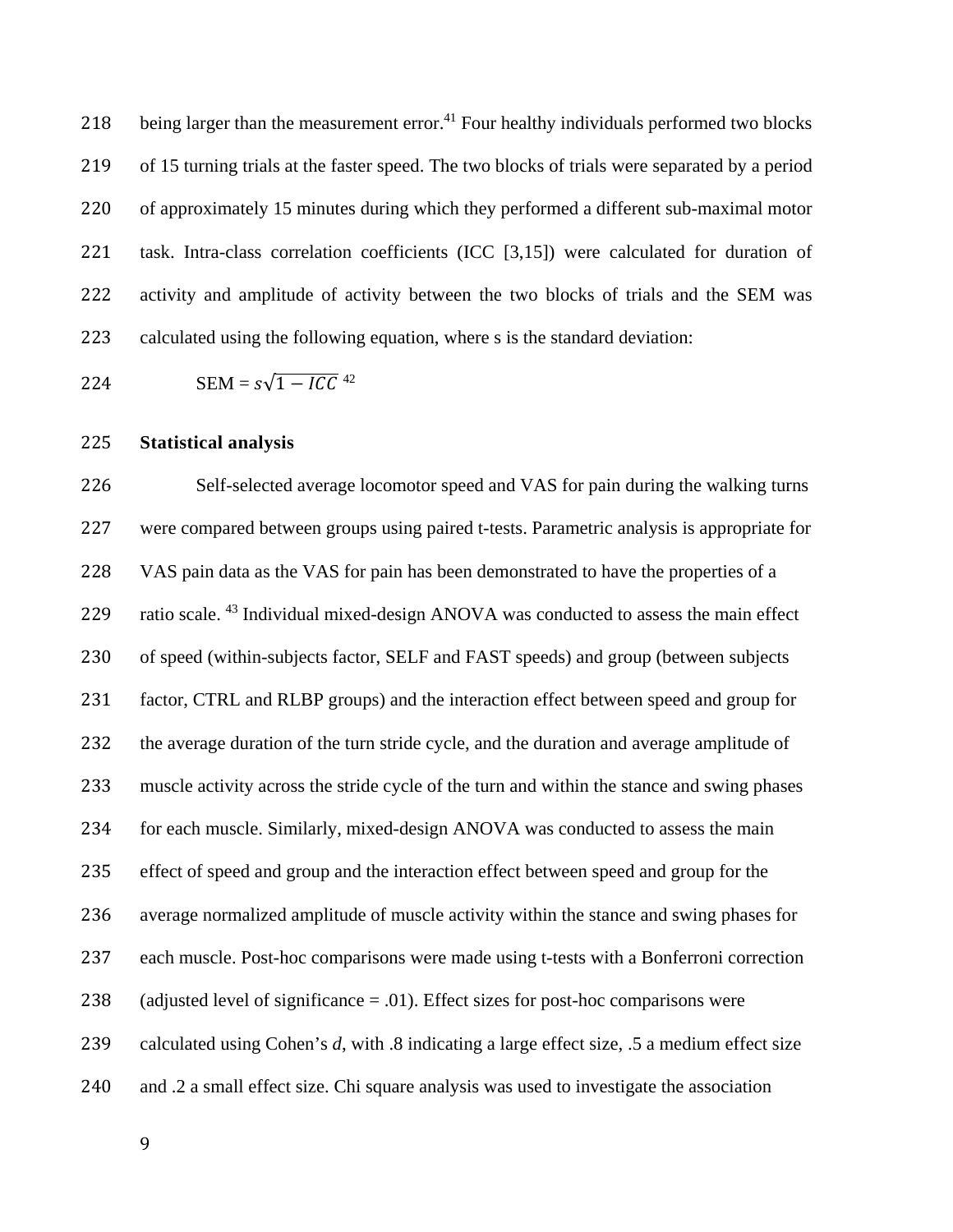being larger than the measurement error.[41] Four healthy individuals performed two blocks of 15 turning trials at the faster speed. The two blocks of trials were separated by a period of approximately 15 minutes during which they performed a different sub-maximal motor task. Intra-class correlation coefficients (ICC [3,15]) were calculated for duration of activity and amplitude of activity between the two blocks of trials and the SEM was calculated using the following equation, where s is the standard deviation:

$$\text{SEM} = s\sqrt{1 - ICC}$$ [42]

**Statistical analysis**

Self-selected average locomotor speed and VAS for pain during the walking turns were compared between groups using paired t-tests. Parametric analysis is appropriate for VAS pain data as the VAS for pain has been demonstrated to have the properties of a ratio scale. [43] Individual mixed-design ANOVA was conducted to assess the main effect of speed (within-subjects factor, SELF and FAST speeds) and group (between subjects factor, CTRL and RLBP groups) and the interaction effect between speed and group for the average duration of the turn stride cycle, and the duration and average amplitude of muscle activity across the stride cycle of the turn and within the stance and swing phases for each muscle. Similarly, mixed-design ANOVA was conducted to assess the main effect of speed and group and the interaction effect between speed and group for the average normalized amplitude of muscle activity within the stance and swing phases for each muscle. Post-hoc comparisons were made using t-tests with a Bonferroni correction (adjusted level of significance = .01). Effect sizes for post-hoc comparisons were calculated using Cohen's *d*, with .8 indicating a large effect size, .5 a medium effect size and .2 a small effect size. Chi square analysis was used to investigate the association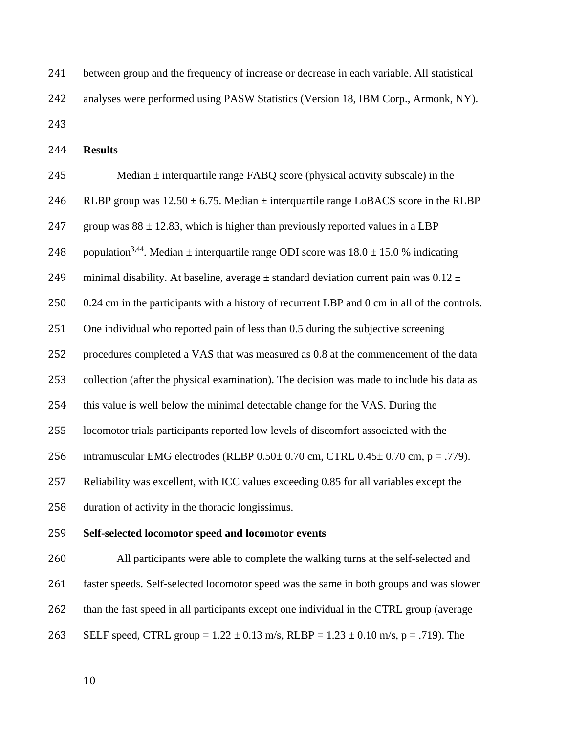between group and the frequency of increase or decrease in each variable. All statistical analyses were performed using PASW Statistics (Version 18, IBM Corp., Armonk, NY).

## Results

Median ± interquartile range FABQ score (physical activity subscale) in the RLBP group was 12.50 ± 6.75. Median ± interquartile range LoBACS score in the RLBP group was 88 ± 12.83, which is higher than previously reported values in a LBP population[3,44]. Median ± interquartile range ODI score was 18.0 ± 15.0 % indicating minimal disability. At baseline, average ± standard deviation current pain was 0.12 ± 0.24 cm in the participants with a history of recurrent LBP and 0 cm in all of the controls. One individual who reported pain of less than 0.5 during the subjective screening procedures completed a VAS that was measured as 0.8 at the commencement of the data collection (after the physical examination). The decision was made to include his data as this value is well below the minimal detectable change for the VAS. During the locomotor trials participants reported low levels of discomfort associated with the intramuscular EMG electrodes (RLBP 0.50± 0.70 cm, CTRL 0.45± 0.70 cm, $p = .779$). Reliability was excellent, with ICC values exceeding 0.85 for all variables except the duration of activity in the thoracic longissimus.

### Self-selected locomotor speed and locomotor events

All participants were able to complete the walking turns at the self-selected and faster speeds. Self-selected locomotor speed was the same in both groups and was slower than the fast speed in all participants except one individual in the CTRL group (average SELF speed, CTRL group = 1.22 ± 0.13 m/s, RLBP = 1.23 ± 0.10 m/s, $p = .719$). The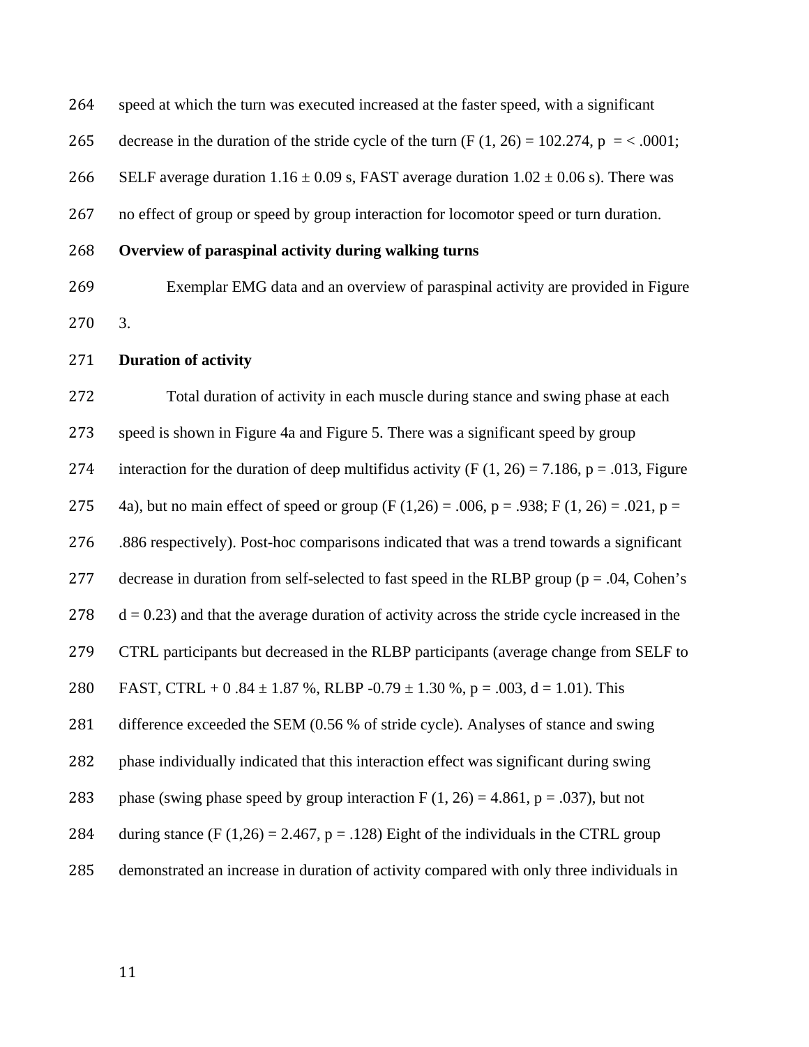speed at which the turn was executed increased at the faster speed, with a significant decrease in the duration of the stride cycle of the turn ($F (1, 26) = 102.274$, $p = < .0001$; SELF average duration 1.16 ± 0.09 s, FAST average duration 1.02 ± 0.06 s). There was no effect of group or speed by group interaction for locomotor speed or turn duration.

**Overview of paraspinal activity during walking turns**

Exemplar EMG data and an overview of paraspinal activity are provided in Figure 3.

**Duration of activity**

Total duration of activity in each muscle during stance and swing phase at each speed is shown in Figure 4a and Figure 5. There was a significant speed by group interaction for the duration of deep multifidus activity ($F (1, 26) = 7.186$, $p = .013$, Figure 4a), but no main effect of speed or group ($F (1,26) = .006$, $p = .938$; $F (1, 26) = .021$, $p = .886$ respectively). Post-hoc comparisons indicated that was a trend towards a significant decrease in duration from self-selected to fast speed in the RLBP group ($p = .04$, Cohen's $d = 0.23$) and that the average duration of activity across the stride cycle increased in the CTRL participants but decreased in the RLBP participants (average change from SELF to FAST, CTRL + 0 .84 ± 1.87 %, RLBP -0.79 ± 1.30 %, $p = .003$, $d = 1.01$). This difference exceeded the SEM (0.56 % of stride cycle). Analyses of stance and swing phase individually indicated that this interaction effect was significant during swing phase (swing phase speed by group interaction $F (1, 26) = 4.861$, $p = .037$), but not during stance ($F (1,26) = 2.467$, $p = .128$) Eight of the individuals in the CTRL group demonstrated an increase in duration of activity compared with only three individuals in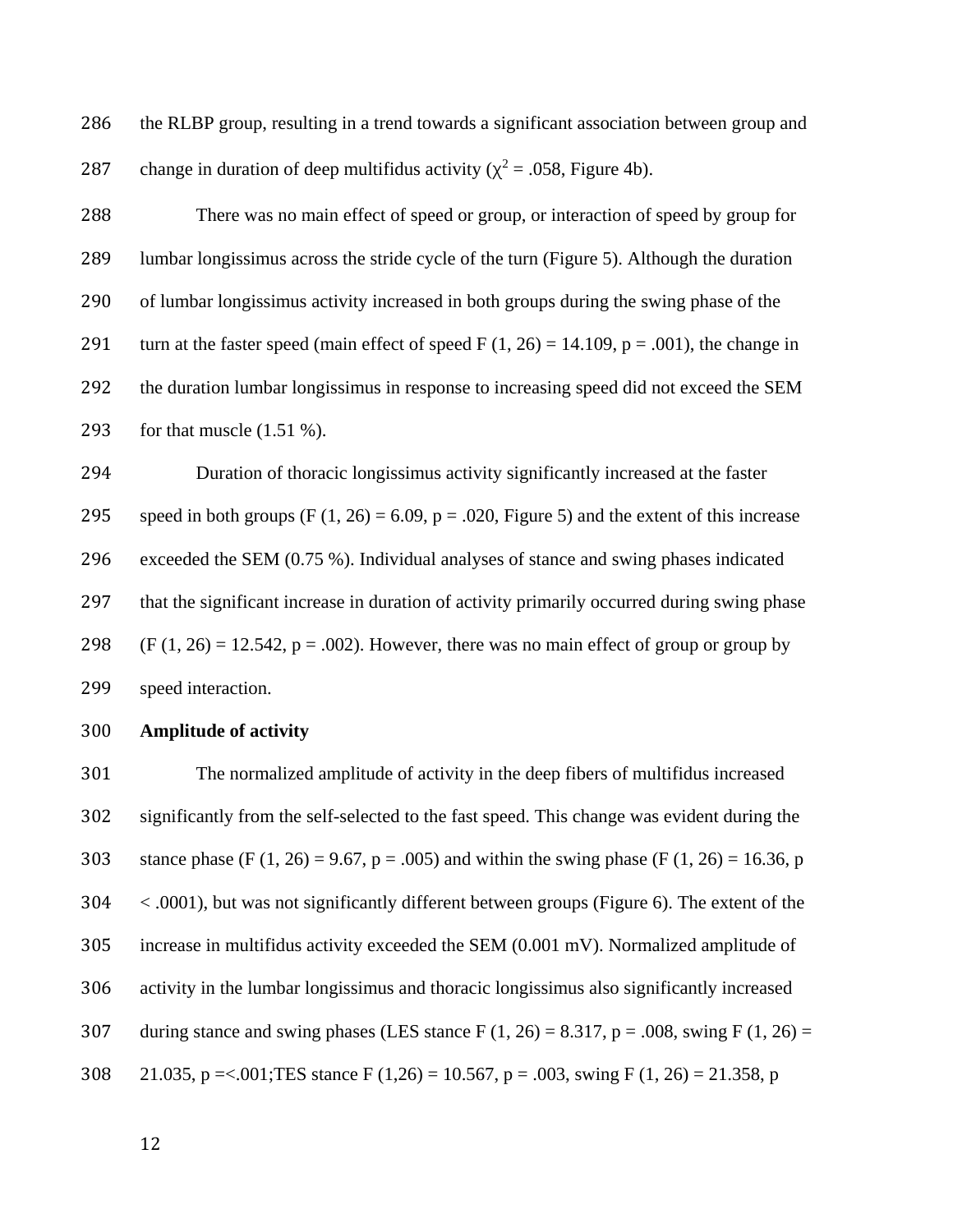the RLBP group, resulting in a trend towards a significant association between group and change in duration of deep multifidus activity ($\chi^2 = .058$, Figure 4b).

There was no main effect of speed or group, or interaction of speed by group for lumbar longissimus across the stride cycle of the turn (Figure 5). Although the duration of lumbar longissimus activity increased in both groups during the swing phase of the turn at the faster speed (main effect of speed $F(1, 26) = 14.109$, $p = .001$), the change in the duration lumbar longissimus in response to increasing speed did not exceed the SEM for that muscle (1.51 %).

Duration of thoracic longissimus activity significantly increased at the faster speed in both groups ($F(1, 26) = 6.09$, $p = .020$, Figure 5) and the extent of this increase exceeded the SEM (0.75 %). Individual analyses of stance and swing phases indicated that the significant increase in duration of activity primarily occurred during swing phase ($F(1, 26) = 12.542$, $p = .002$). However, there was no main effect of group or group by speed interaction.

**Amplitude of activity**

The normalized amplitude of activity in the deep fibers of multifidus increased significantly from the self-selected to the fast speed. This change was evident during the stance phase ($F(1, 26) = 9.67$, $p = .005$) and within the swing phase ($F(1, 26) = 16.36$, $p < .0001$), but was not significantly different between groups (Figure 6). The extent of the increase in multifidus activity exceeded the SEM (0.001 mV). Normalized amplitude of activity in the lumbar longissimus and thoracic longissimus also significantly increased during stance and swing phases (LES stance $F(1, 26) = 8.317$, $p = .008$, swing $F(1, 26) = 21.035$, $p =<.001$;TES stance $F(1,26) = 10.567$, $p = .003$, swing $F(1, 26) = 21.358$, p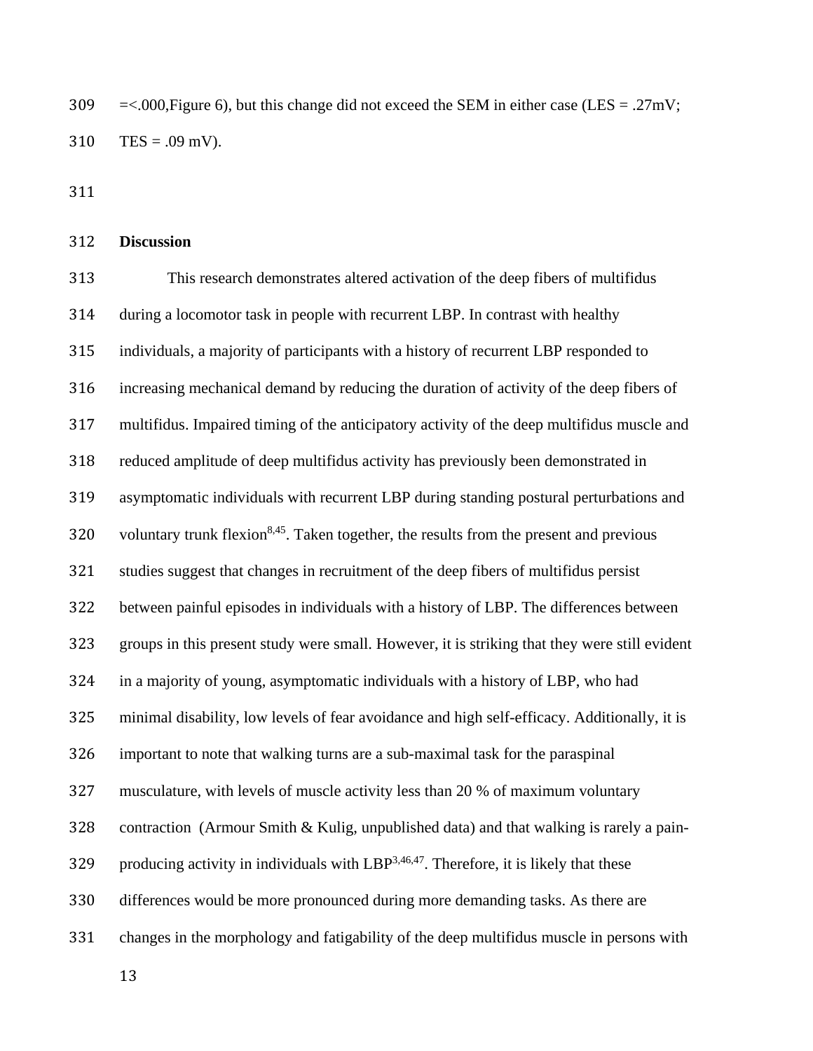=<.000,Figure 6), but this change did not exceed the SEM in either case (LES = .27mV; TES = .09 mV).

**Discussion**

This research demonstrates altered activation of the deep fibers of multifidus during a locomotor task in people with recurrent LBP. In contrast with healthy individuals, a majority of participants with a history of recurrent LBP responded to increasing mechanical demand by reducing the duration of activity of the deep fibers of multifidus. Impaired timing of the anticipatory activity of the deep multifidus muscle and reduced amplitude of deep multifidus activity has previously been demonstrated in asymptomatic individuals with recurrent LBP during standing postural perturbations and voluntary trunk flexion[8,45]. Taken together, the results from the present and previous studies suggest that changes in recruitment of the deep fibers of multifidus persist between painful episodes in individuals with a history of LBP. The differences between groups in this present study were small. However, it is striking that they were still evident in a majority of young, asymptomatic individuals with a history of LBP, who had minimal disability, low levels of fear avoidance and high self-efficacy. Additionally, it is important to note that walking turns are a sub-maximal task for the paraspinal musculature, with levels of muscle activity less than 20 % of maximum voluntary contraction (Armour Smith & Kulig, unpublished data) and that walking is rarely a pain-producing activity in individuals with LBP[3,46,47]. Therefore, it is likely that these differences would be more pronounced during more demanding tasks. As there are changes in the morphology and fatigability of the deep multifidus muscle in persons with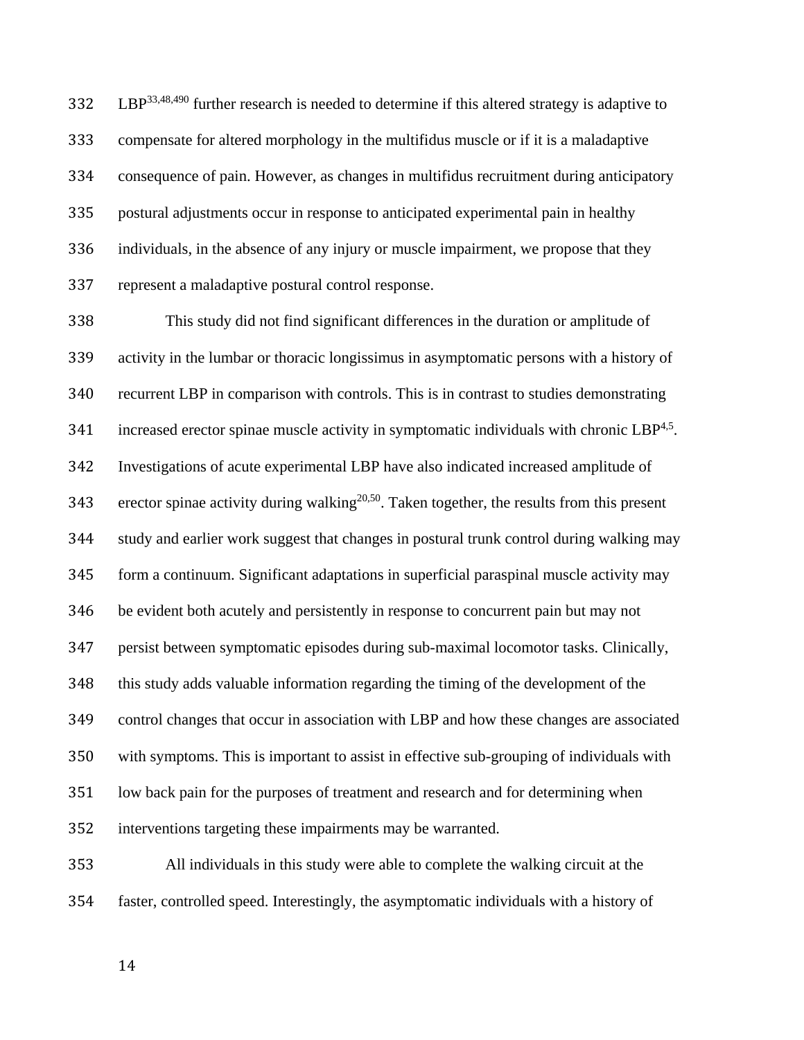LBP[33,48,490] further research is needed to determine if this altered strategy is adaptive to compensate for altered morphology in the multifidus muscle or if it is a maladaptive consequence of pain. However, as changes in multifidus recruitment during anticipatory postural adjustments occur in response to anticipated experimental pain in healthy individuals, in the absence of any injury or muscle impairment, we propose that they represent a maladaptive postural control response.

This study did not find significant differences in the duration or amplitude of activity in the lumbar or thoracic longissimus in asymptomatic persons with a history of recurrent LBP in comparison with controls. This is in contrast to studies demonstrating increased erector spinae muscle activity in symptomatic individuals with chronic LBP[4,5]. Investigations of acute experimental LBP have also indicated increased amplitude of erector spinae activity during walking[20,50]. Taken together, the results from this present study and earlier work suggest that changes in postural trunk control during walking may form a continuum. Significant adaptations in superficial paraspinal muscle activity may be evident both acutely and persistently in response to concurrent pain but may not persist between symptomatic episodes during sub-maximal locomotor tasks. Clinically, this study adds valuable information regarding the timing of the development of the control changes that occur in association with LBP and how these changes are associated with symptoms. This is important to assist in effective sub-grouping of individuals with low back pain for the purposes of treatment and research and for determining when interventions targeting these impairments may be warranted.

All individuals in this study were able to complete the walking circuit at the faster, controlled speed. Interestingly, the asymptomatic individuals with a history of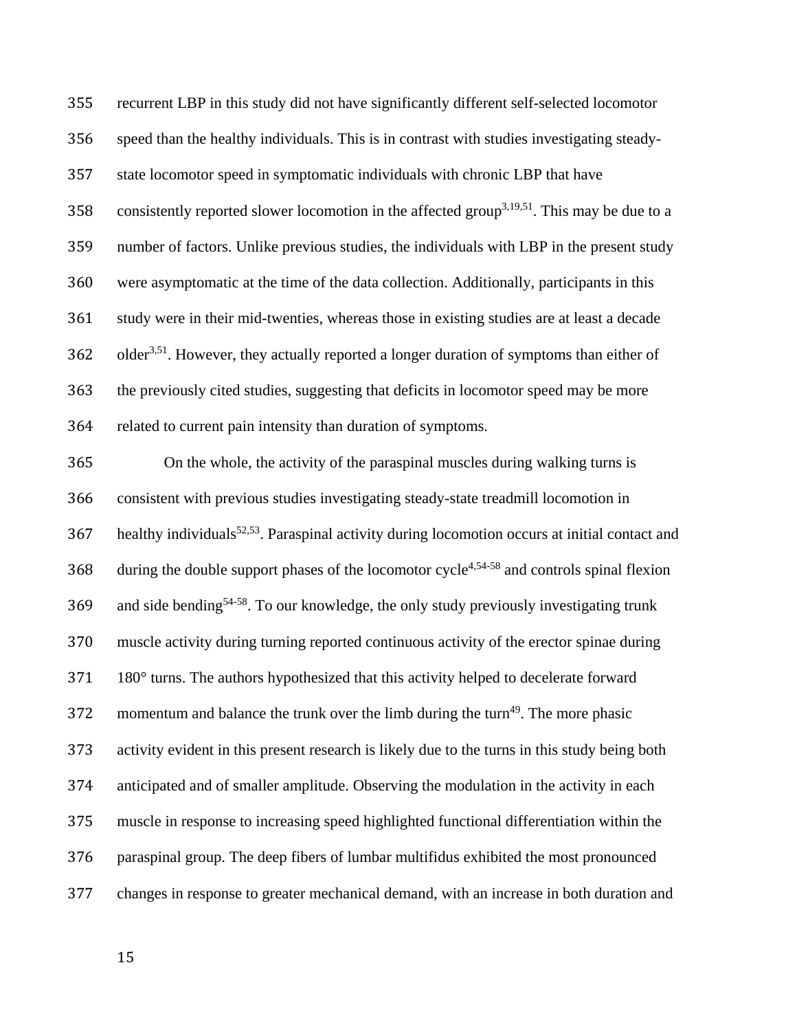recurrent LBP in this study did not have significantly different self-selected locomotor speed than the healthy individuals. This is in contrast with studies investigating steady-state locomotor speed in symptomatic individuals with chronic LBP that have consistently reported slower locomotion in the affected group[3,19,51]. This may be due to a number of factors. Unlike previous studies, the individuals with LBP in the present study were asymptomatic at the time of the data collection. Additionally, participants in this study were in their mid-twenties, whereas those in existing studies are at least a decade older[3,51]. However, they actually reported a longer duration of symptoms than either of the previously cited studies, suggesting that deficits in locomotor speed may be more related to current pain intensity than duration of symptoms.

On the whole, the activity of the paraspinal muscles during walking turns is consistent with previous studies investigating steady-state treadmill locomotion in healthy individuals[52,53]. Paraspinal activity during locomotion occurs at initial contact and during the double support phases of the locomotor cycle[4,54-58] and controls spinal flexion and side bending[54-58]. To our knowledge, the only study previously investigating trunk muscle activity during turning reported continuous activity of the erector spinae during 180° turns. The authors hypothesized that this activity helped to decelerate forward momentum and balance the trunk over the limb during the turn[49]. The more phasic activity evident in this present research is likely due to the turns in this study being both anticipated and of smaller amplitude. Observing the modulation in the activity in each muscle in response to increasing speed highlighted functional differentiation within the paraspinal group. The deep fibers of lumbar multifidus exhibited the most pronounced changes in response to greater mechanical demand, with an increase in both duration and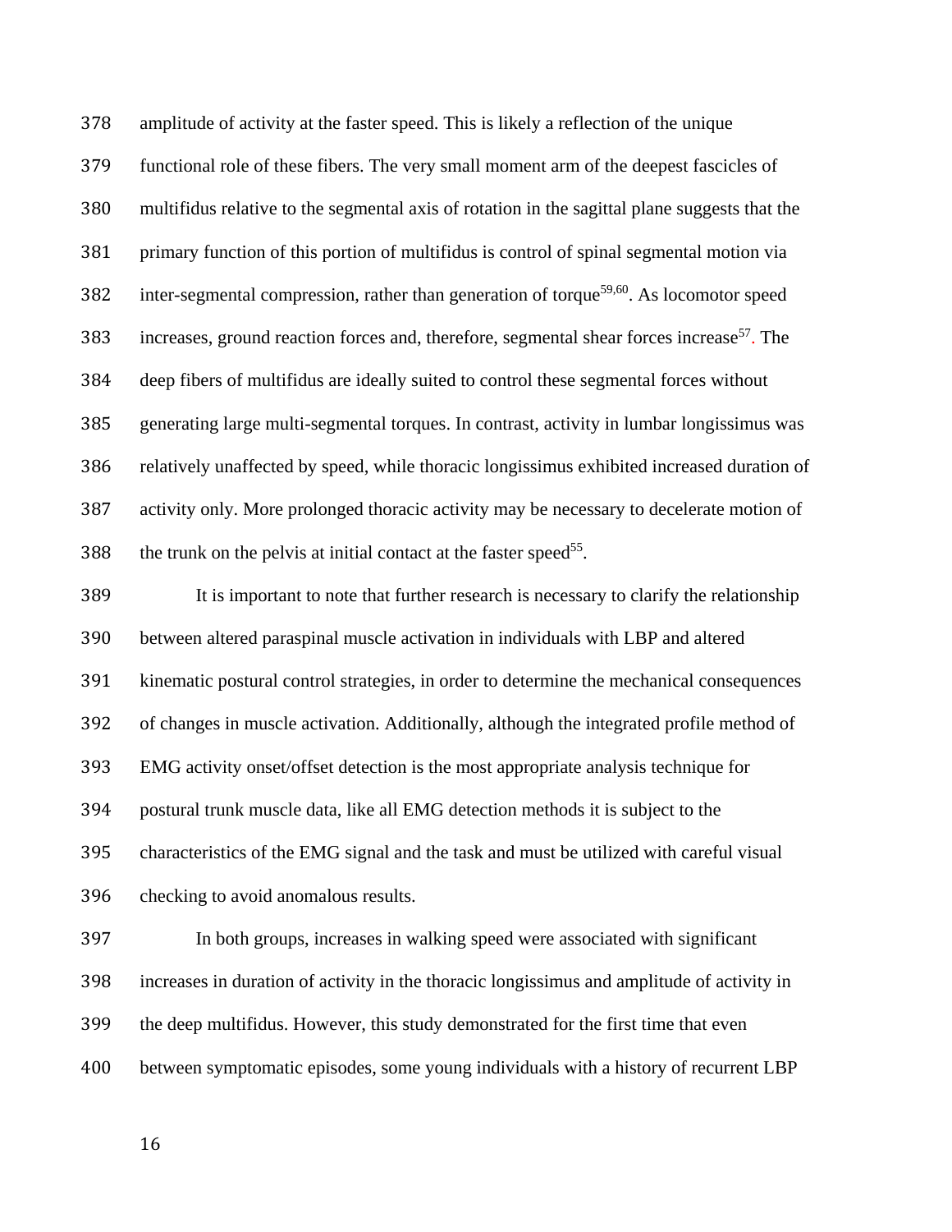amplitude of activity at the faster speed. This is likely a reflection of the unique functional role of these fibers. The very small moment arm of the deepest fascicles of multifidus relative to the segmental axis of rotation in the sagittal plane suggests that the primary function of this portion of multifidus is control of spinal segmental motion via inter-segmental compression, rather than generation of torque[59,60]. As locomotor speed increases, ground reaction forces and, therefore, segmental shear forces increase[57]. The deep fibers of multifidus are ideally suited to control these segmental forces without generating large multi-segmental torques. In contrast, activity in lumbar longissimus was relatively unaffected by speed, while thoracic longissimus exhibited increased duration of activity only. More prolonged thoracic activity may be necessary to decelerate motion of the trunk on the pelvis at initial contact at the faster speed[55].

It is important to note that further research is necessary to clarify the relationship between altered paraspinal muscle activation in individuals with LBP and altered kinematic postural control strategies, in order to determine the mechanical consequences of changes in muscle activation. Additionally, although the integrated profile method of EMG activity onset/offset detection is the most appropriate analysis technique for postural trunk muscle data, like all EMG detection methods it is subject to the characteristics of the EMG signal and the task and must be utilized with careful visual checking to avoid anomalous results.

In both groups, increases in walking speed were associated with significant increases in duration of activity in the thoracic longissimus and amplitude of activity in the deep multifidus. However, this study demonstrated for the first time that even between symptomatic episodes, some young individuals with a history of recurrent LBP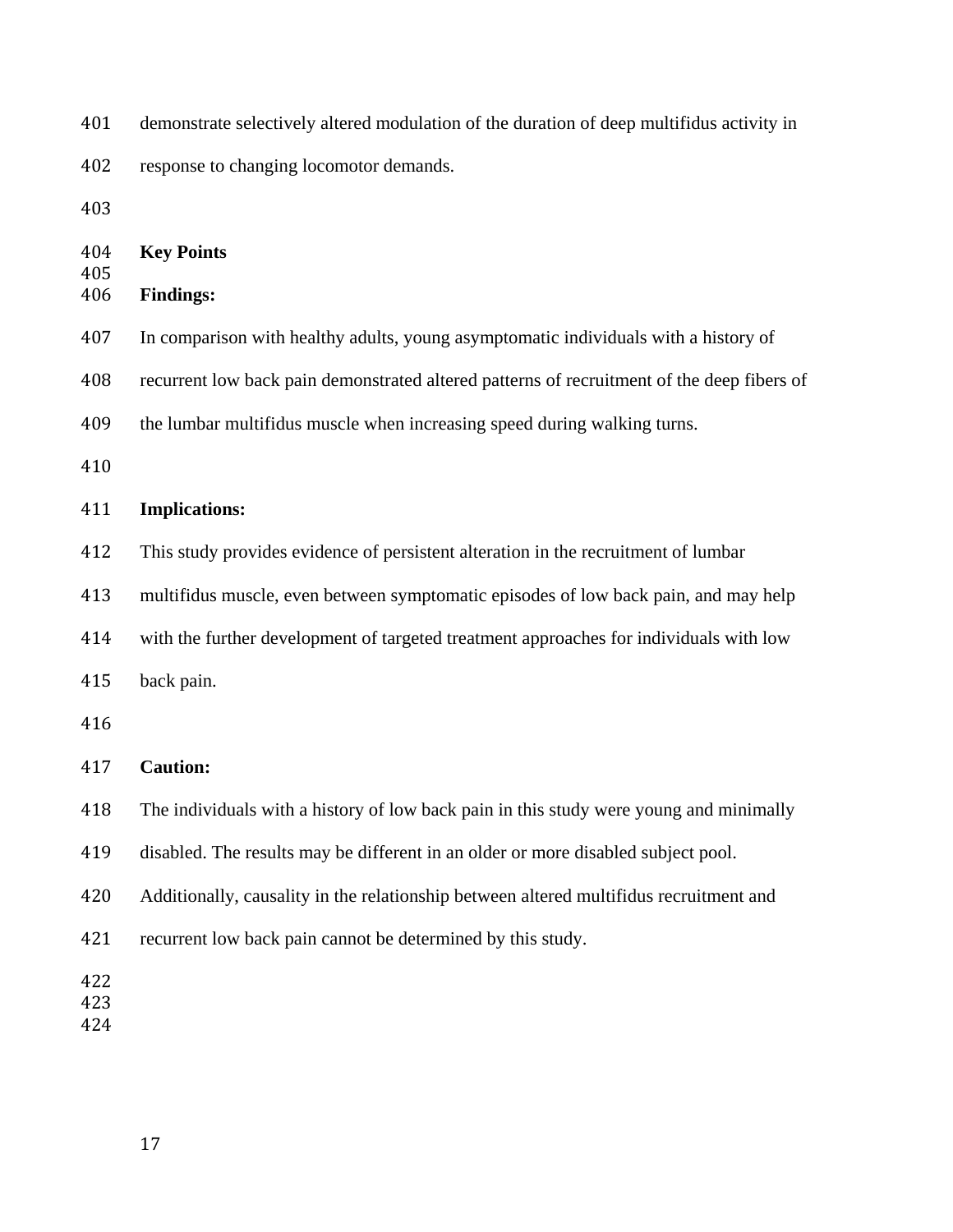demonstrate selectively altered modulation of the duration of deep multifidus activity in response to changing locomotor demands.

## Key Points

**Findings:**

In comparison with healthy adults, young asymptomatic individuals with a history of recurrent low back pain demonstrated altered patterns of recruitment of the deep fibers of the lumbar multifidus muscle when increasing speed during walking turns.

**Implications:**

This study provides evidence of persistent alteration in the recruitment of lumbar multifidus muscle, even between symptomatic episodes of low back pain, and may help with the further development of targeted treatment approaches for individuals with low back pain.

**Caution:**

The individuals with a history of low back pain in this study were young and minimally disabled. The results may be different in an older or more disabled subject pool. Additionally, causality in the relationship between altered multifidus recruitment and recurrent low back pain cannot be determined by this study.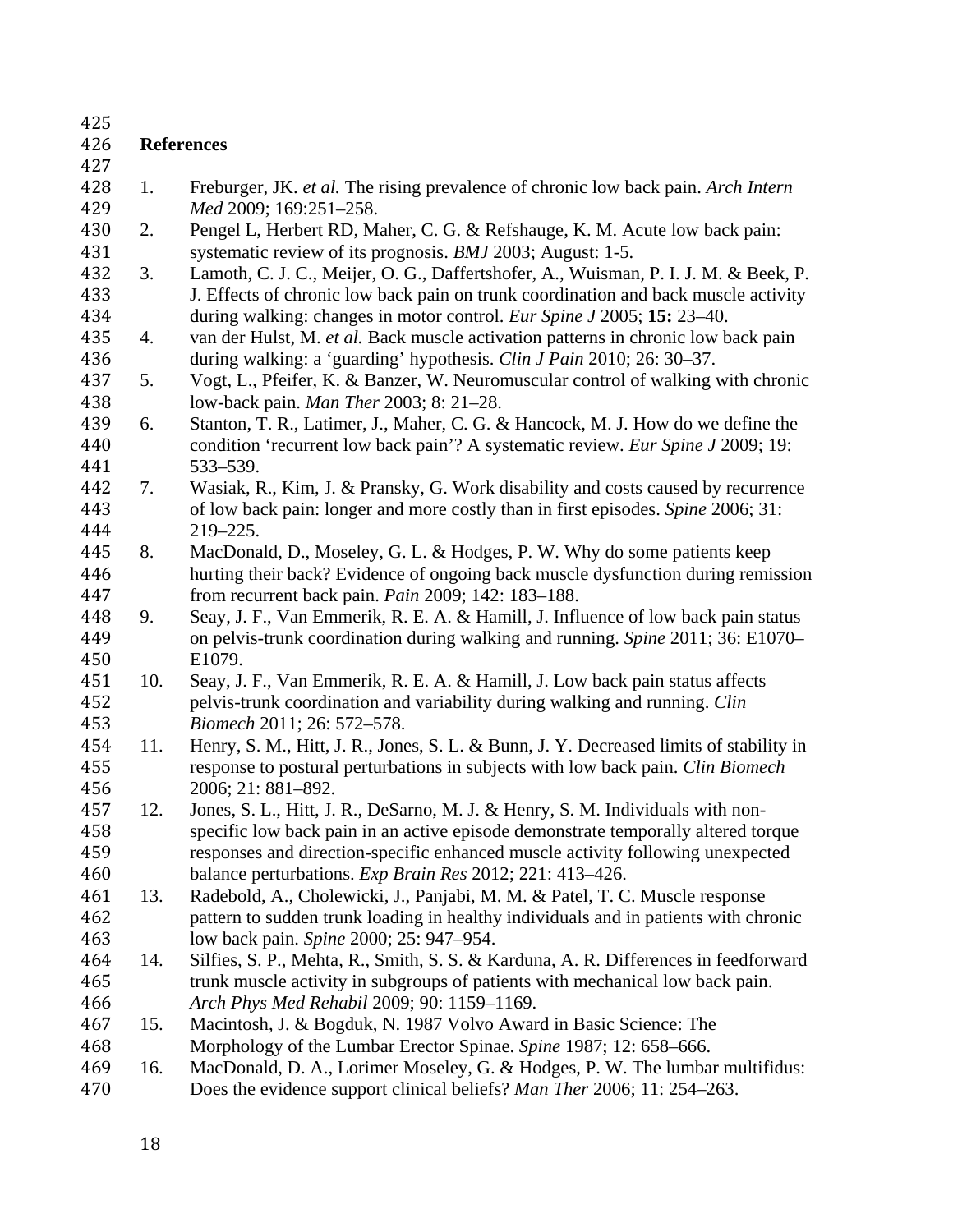## References

1. Freburger, JK. *et al.* The rising prevalence of chronic low back pain. *Arch Intern Med* 2009; 169:251–258.
2. Pengel L, Herbert RD, Maher, C. G. & Refshauge, K. M. Acute low back pain: systematic review of its prognosis. *BMJ* 2003; August: 1-5.
3. Lamoth, C. J. C., Meijer, O. G., Daffertshofer, A., Wuisman, P. I. J. M. & Beek, P. J. Effects of chronic low back pain on trunk coordination and back muscle activity during walking: changes in motor control. *Eur Spine J* 2005; **15:** 23–40.
4. van der Hulst, M. *et al.* Back muscle activation patterns in chronic low back pain during walking: a 'guarding' hypothesis. *Clin J Pain* 2010; 26: 30–37.
5. Vogt, L., Pfeifer, K. & Banzer, W. Neuromuscular control of walking with chronic low-back pain. *Man Ther* 2003; 8: 21–28.
6. Stanton, T. R., Latimer, J., Maher, C. G. & Hancock, M. J. How do we define the condition 'recurrent low back pain'? A systematic review. *Eur Spine J* 2009; 19: 533–539.
7. Wasiak, R., Kim, J. & Pransky, G. Work disability and costs caused by recurrence of low back pain: longer and more costly than in first episodes. *Spine* 2006; 31: 219–225.
8. MacDonald, D., Moseley, G. L. & Hodges, P. W. Why do some patients keep hurting their back? Evidence of ongoing back muscle dysfunction during remission from recurrent back pain. *Pain* 2009; 142: 183–188.
9. Seay, J. F., Van Emmerik, R. E. A. & Hamill, J. Influence of low back pain status on pelvis-trunk coordination during walking and running. *Spine* 2011; 36: E1070–E1079.
10. Seay, J. F., Van Emmerik, R. E. A. & Hamill, J. Low back pain status affects pelvis-trunk coordination and variability during walking and running. *Clin Biomech* 2011; 26: 572–578.
11. Henry, S. M., Hitt, J. R., Jones, S. L. & Bunn, J. Y. Decreased limits of stability in response to postural perturbations in subjects with low back pain. *Clin Biomech* 2006; 21: 881–892.
12. Jones, S. L., Hitt, J. R., DeSarno, M. J. & Henry, S. M. Individuals with non-specific low back pain in an active episode demonstrate temporally altered torque responses and direction-specific enhanced muscle activity following unexpected balance perturbations. *Exp Brain Res* 2012; 221: 413–426.
13. Radebold, A., Cholewicki, J., Panjabi, M. M. & Patel, T. C. Muscle response pattern to sudden trunk loading in healthy individuals and in patients with chronic low back pain. *Spine* 2000; 25: 947–954.
14. Silfies, S. P., Mehta, R., Smith, S. S. & Karduna, A. R. Differences in feedforward trunk muscle activity in subgroups of patients with mechanical low back pain. *Arch Phys Med Rehabil* 2009; 90: 1159–1169.
15. Macintosh, J. & Bogduk, N. 1987 Volvo Award in Basic Science: The Morphology of the Lumbar Erector Spinae. *Spine* 1987; 12: 658–666.
16. MacDonald, D. A., Lorimer Moseley, G. & Hodges, P. W. The lumbar multifidus: Does the evidence support clinical beliefs? *Man Ther* 2006; 11: 254–263.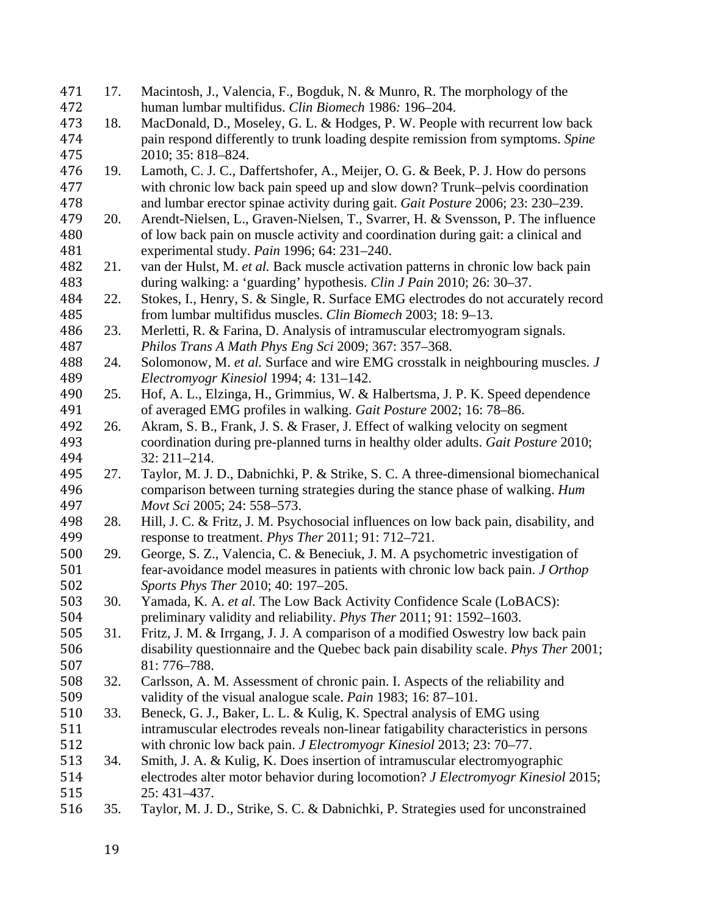17. Macintosh, J., Valencia, F., Bogduk, N. & Munro, R. The morphology of the human lumbar multifidus. *Clin Biomech* 1986*:* 196–204.
18. MacDonald, D., Moseley, G. L. & Hodges, P. W. People with recurrent low back pain respond differently to trunk loading despite remission from symptoms. *Spine* 2010; 35: 818–824.
19. Lamoth, C. J. C., Daffertshofer, A., Meijer, O. G. & Beek, P. J. How do persons with chronic low back pain speed up and slow down? Trunk–pelvis coordination and lumbar erector spinae activity during gait. *Gait Posture* 2006; 23: 230–239.
20. Arendt-Nielsen, L., Graven-Nielsen, T., Svarrer, H. & Svensson, P. The influence of low back pain on muscle activity and coordination during gait: a clinical and experimental study. *Pain* 1996; 64: 231–240.
21. van der Hulst, M. *et al.* Back muscle activation patterns in chronic low back pain during walking: a 'guarding' hypothesis. *Clin J Pain* 2010; 26: 30–37.
22. Stokes, I., Henry, S. & Single, R. Surface EMG electrodes do not accurately record from lumbar multifidus muscles. *Clin Biomech* 2003; 18: 9–13.
23. Merletti, R. & Farina, D. Analysis of intramuscular electromyogram signals. *Philos Trans A Math Phys Eng Sci* 2009; 367: 357–368.
24. Solomonow, M. *et al.* Surface and wire EMG crosstalk in neighbouring muscles. *J Electromyogr Kinesiol* 1994; 4: 131–142.
25. Hof, A. L., Elzinga, H., Grimmius, W. & Halbertsma, J. P. K. Speed dependence of averaged EMG profiles in walking. *Gait Posture* 2002; 16: 78–86.
26. Akram, S. B., Frank, J. S. & Fraser, J. Effect of walking velocity on segment coordination during pre-planned turns in healthy older adults. *Gait Posture* 2010; 32: 211–214.
27. Taylor, M. J. D., Dabnichki, P. & Strike, S. C. A three-dimensional biomechanical comparison between turning strategies during the stance phase of walking. *Hum Movt Sci* 2005; 24: 558–573.
28. Hill, J. C. & Fritz, J. M. Psychosocial influences on low back pain, disability, and response to treatment. *Phys Ther* 2011; 91: 712–721.
29. George, S. Z., Valencia, C. & Beneciuk, J. M. A psychometric investigation of fear-avoidance model measures in patients with chronic low back pain. *J Orthop Sports Phys Ther* 2010; 40: 197–205.
30. Yamada, K. A. *et al.* The Low Back Activity Confidence Scale (LoBACS): preliminary validity and reliability. *Phys Ther* 2011; 91: 1592–1603.
31. Fritz, J. M. & Irrgang, J. J. A comparison of a modified Oswestry low back pain disability questionnaire and the Quebec back pain disability scale. *Phys Ther* 2001; 81: 776–788.
32. Carlsson, A. M. Assessment of chronic pain. I. Aspects of the reliability and validity of the visual analogue scale. *Pain* 1983; 16: 87–101.
33. Beneck, G. J., Baker, L. L. & Kulig, K. Spectral analysis of EMG using intramuscular electrodes reveals non-linear fatigability characteristics in persons with chronic low back pain. *J Electromyogr Kinesiol* 2013; 23: 70–77.
34. Smith, J. A. & Kulig, K. Does insertion of intramuscular electromyographic electrodes alter motor behavior during locomotion? *J Electromyogr Kinesiol* 2015; 25: 431–437.
35. Taylor, M. J. D., Strike, S. C. & Dabnichki, P. Strategies used for unconstrained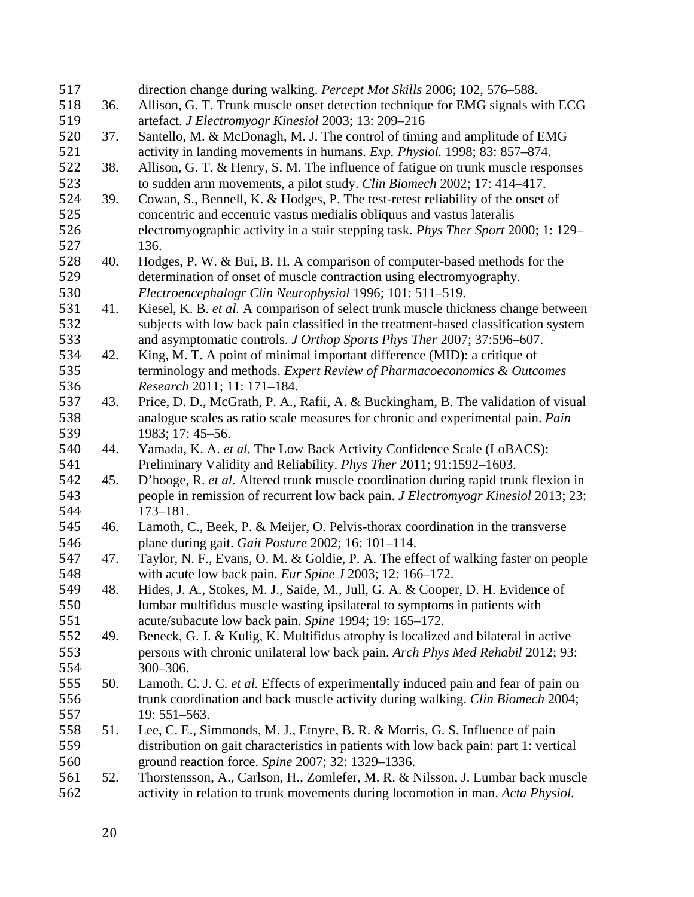direction change during walking. *Percept Mot Skills* 2006; 102, 576–588.

36. Allison, G. T. Trunk muscle onset detection technique for EMG signals with ECG artefact. *J Electromyogr Kinesiol* 2003; 13: 209–216
37. Santello, M. & McDonagh, M. J. The control of timing and amplitude of EMG activity in landing movements in humans. *Exp. Physiol.* 1998; 83: 857–874.
38. Allison, G. T. & Henry, S. M. The influence of fatigue on trunk muscle responses to sudden arm movements, a pilot study. *Clin Biomech* 2002; 17: 414–417.
39. Cowan, S., Bennell, K. & Hodges, P. The test-retest reliability of the onset of concentric and eccentric vastus medialis obliquus and vastus lateralis electromyographic activity in a stair stepping task. *Phys Ther Sport* 2000; 1: 129–136.
40. Hodges, P. W. & Bui, B. H. A comparison of computer-based methods for the determination of onset of muscle contraction using electromyography. *Electroencephalogr Clin Neurophysiol* 1996; 101: 511–519.
41. Kiesel, K. B. *et al.* A comparison of select trunk muscle thickness change between subjects with low back pain classified in the treatment-based classification system and asymptomatic controls. *J Orthop Sports Phys Ther* 2007; 37:596–607.
42. King, M. T. A point of minimal important difference (MID): a critique of terminology and methods. *Expert Review of Pharmacoeconomics & Outcomes Research* 2011; 11: 171–184.
43. Price, D. D., McGrath, P. A., Rafii, A. & Buckingham, B. The validation of visual analogue scales as ratio scale measures for chronic and experimental pain. *Pain* 1983; 17: 45–56.
44. Yamada, K. A. *et al*. The Low Back Activity Confidence Scale (LoBACS): Preliminary Validity and Reliability. *Phys Ther* 2011; 91:1592–1603.
45. D'hooge, R. *et al.* Altered trunk muscle coordination during rapid trunk flexion in people in remission of recurrent low back pain. *J Electromyogr Kinesiol* 2013; 23: 173–181.
46. Lamoth, C., Beek, P. & Meijer, O. Pelvis-thorax coordination in the transverse plane during gait. *Gait Posture* 2002; 16: 101–114.
47. Taylor, N. F., Evans, O. M. & Goldie, P. A. The effect of walking faster on people with acute low back pain. *Eur Spine J* 2003; 12: 166–172.
48. Hides, J. A., Stokes, M. J., Saide, M., Jull, G. A. & Cooper, D. H. Evidence of lumbar multifidus muscle wasting ipsilateral to symptoms in patients with acute/subacute low back pain. *Spine* 1994; 19: 165–172.
49. Beneck, G. J. & Kulig, K. Multifidus atrophy is localized and bilateral in active persons with chronic unilateral low back pain. *Arch Phys Med Rehabil* 2012; 93: 300–306.
50. Lamoth, C. J. C. *et al.* Effects of experimentally induced pain and fear of pain on trunk coordination and back muscle activity during walking. *Clin Biomech* 2004; 19: 551–563.
51. Lee, C. E., Simmonds, M. J., Etnyre, B. R. & Morris, G. S. Influence of pain distribution on gait characteristics in patients with low back pain: part 1: vertical ground reaction force. *Spine* 2007; 32: 1329–1336.
52. Thorstensson, A., Carlson, H., Zomlefer, M. R. & Nilsson, J. Lumbar back muscle activity in relation to trunk movements during locomotion in man. *Acta Physiol.*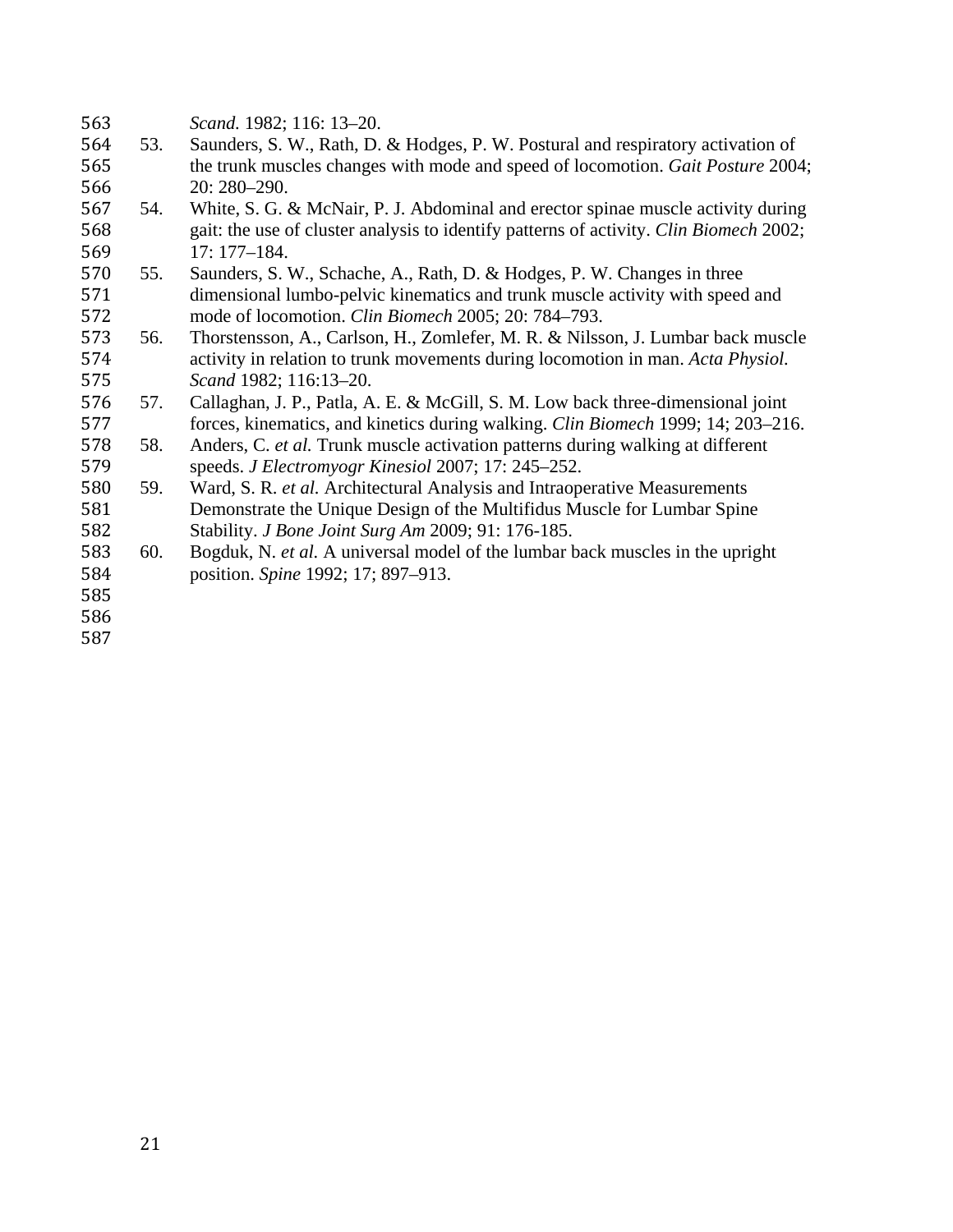*Scand.* 1982; 116: 13–20.

53. Saunders, S. W., Rath, D. & Hodges, P. W. Postural and respiratory activation of the trunk muscles changes with mode and speed of locomotion. *Gait Posture* 2004; 20: 280–290.
54. White, S. G. & McNair, P. J. Abdominal and erector spinae muscle activity during gait: the use of cluster analysis to identify patterns of activity. *Clin Biomech* 2002; 17: 177–184.
55. Saunders, S. W., Schache, A., Rath, D. & Hodges, P. W. Changes in three dimensional lumbo-pelvic kinematics and trunk muscle activity with speed and mode of locomotion. *Clin Biomech* 2005; 20: 784–793.
56. Thorstensson, A., Carlson, H., Zomlefer, M. R. & Nilsson, J. Lumbar back muscle activity in relation to trunk movements during locomotion in man. *Acta Physiol. Scand* 1982; 116:13–20.
57. Callaghan, J. P., Patla, A. E. & McGill, S. M. Low back three-dimensional joint forces, kinematics, and kinetics during walking. *Clin Biomech* 1999; 14; 203–216.
58. Anders, C. *et al.* Trunk muscle activation patterns during walking at different speeds. *J Electromyogr Kinesiol* 2007; 17: 245–252.
59. Ward, S. R. *et al.* Architectural Analysis and Intraoperative Measurements Demonstrate the Unique Design of the Multifidus Muscle for Lumbar Spine Stability. *J Bone Joint Surg Am* 2009; 91: 176-185.
60. Bogduk, N. *et al.* A universal model of the lumbar back muscles in the upright position. *Spine* 1992; 17; 897–913.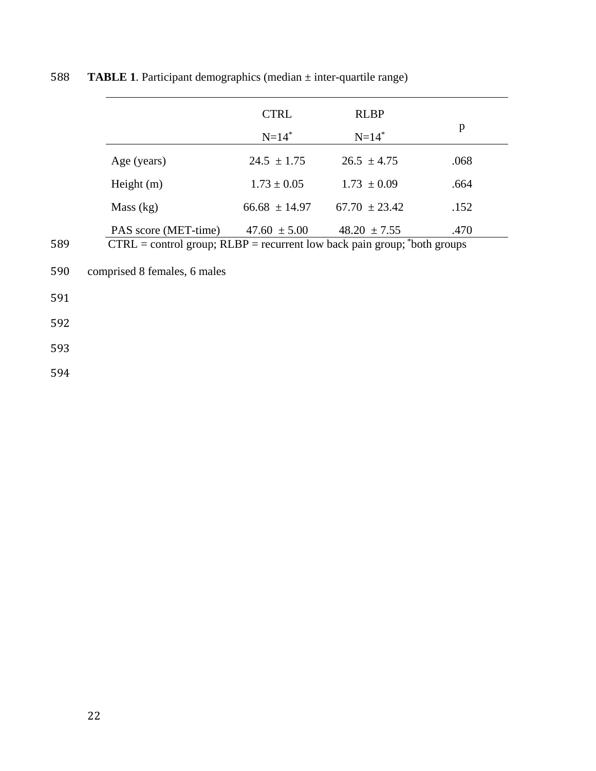**TABLE 1**. Participant demographics (median ± inter-quartile range)

| | CTRL N=14* | RLBP N=14* | p |
|---|---|---|---|
| Age (years) | 24.5 ± 1.75 | 26.5 ± 4.75 | .068 |
| Height (m) | 1.73 ± 0.05 | 1.73 ± 0.09 | .664 |
| Mass (kg) | 66.68 ± 14.97 | 67.70 ± 23.42 | .152 |
| PAS score (MET-time) | 47.60 ± 5.00 | 48.20 ± 7.55 | .470 |

CTRL = control group; RLBP = recurrent low back pain group; *both groups comprised 8 females, 6 males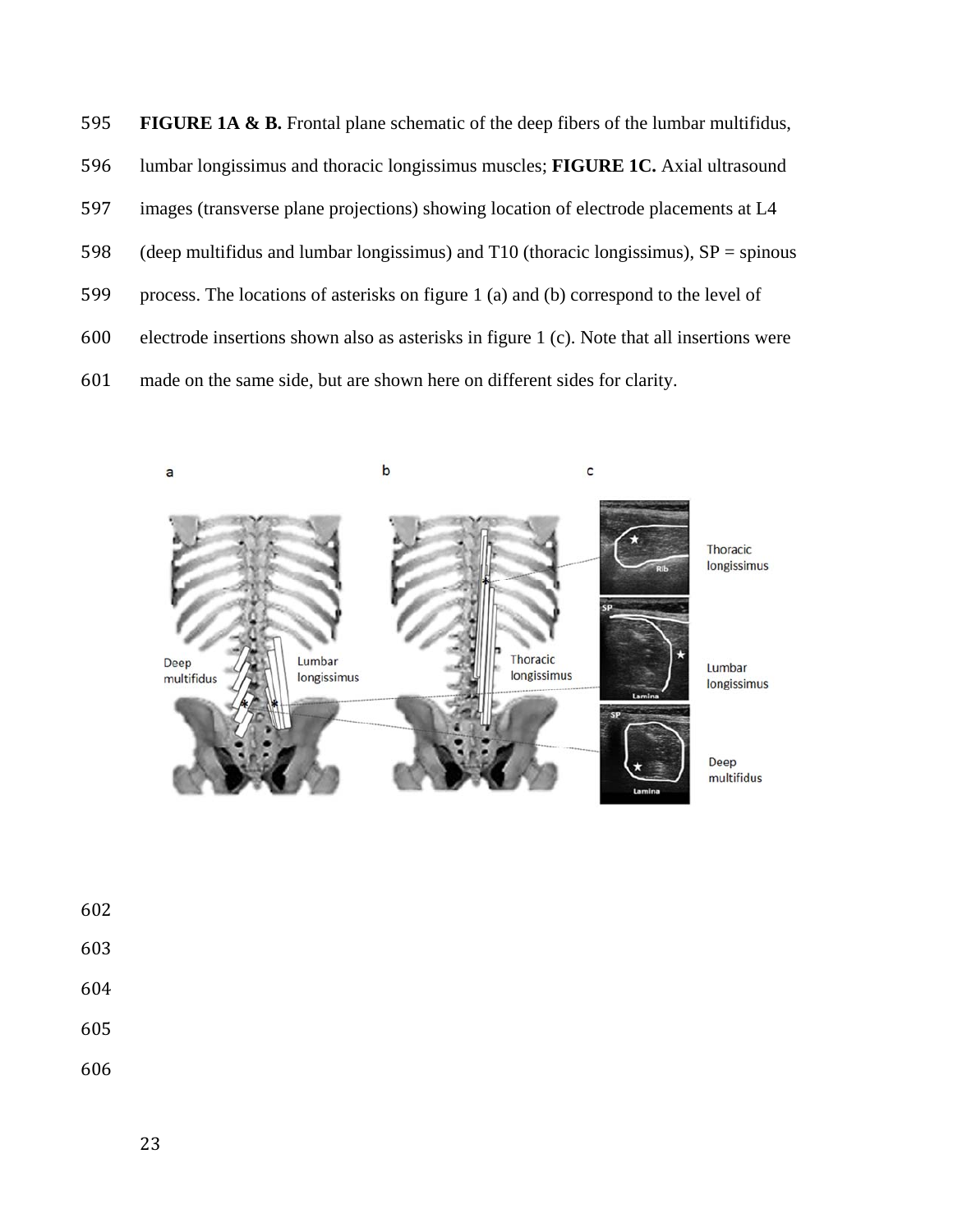**FIGURE 1A & B.** Frontal plane schematic of the deep fibers of the lumbar multifidus, lumbar longissimus and thoracic longissimus muscles; **FIGURE 1C.** Axial ultrasound images (transverse plane projections) showing location of electrode placements at L4 (deep multifidus and lumbar longissimus) and T10 (thoracic longissimus), SP = spinous process. The locations of asterisks on figure 1 (a) and (b) correspond to the level of electrode insertions shown also as asterisks in figure 1 (c). Note that all insertions were made on the same side, but are shown here on different sides for clarity.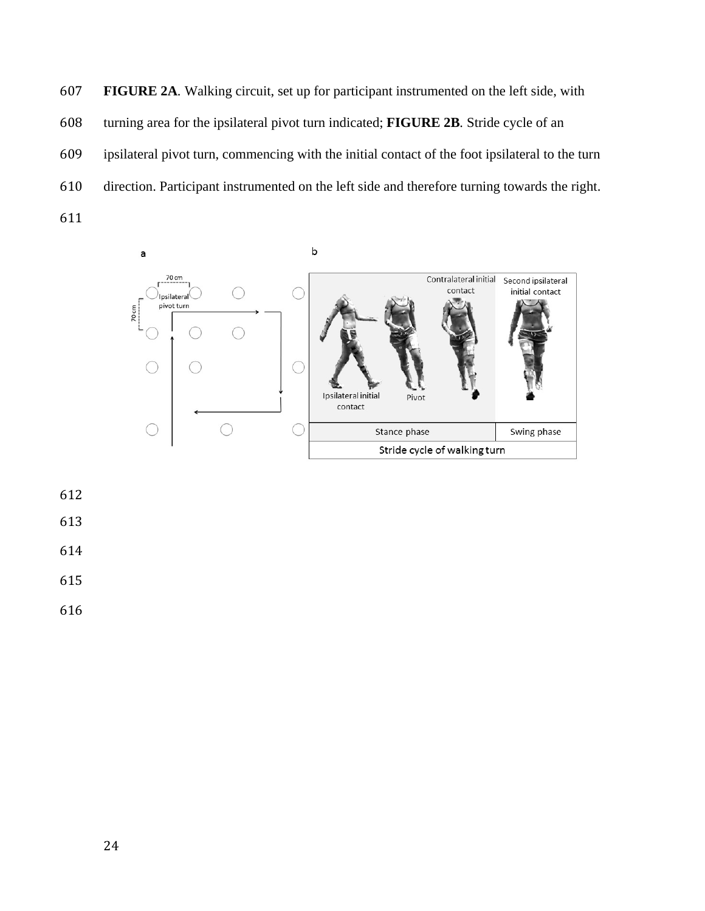**FIGURE 2A**. Walking circuit, set up for participant instrumented on the left side, with turning area for the ipsilateral pivot turn indicated; **FIGURE 2B**. Stride cycle of an ipsilateral pivot turn, commencing with the initial contact of the foot ipsilateral to the turn direction. Participant instrumented on the left side and therefore turning towards the right.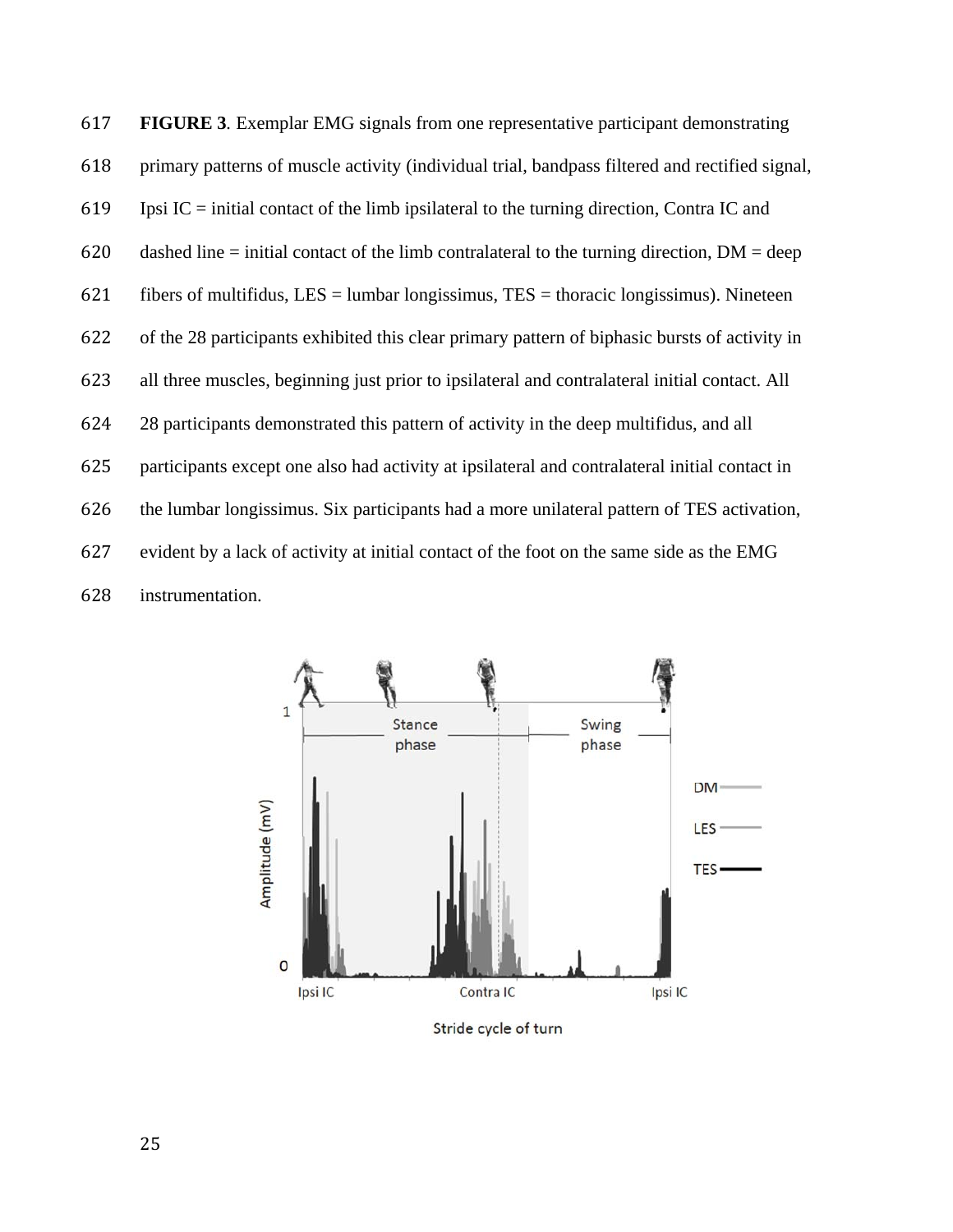**FIGURE 3**. Exemplar EMG signals from one representative participant demonstrating primary patterns of muscle activity (individual trial, bandpass filtered and rectified signal, Ipsi IC = initial contact of the limb ipsilateral to the turning direction, Contra IC and dashed line = initial contact of the limb contralateral to the turning direction, DM = deep fibers of multifidus, LES = lumbar longissimus, TES = thoracic longissimus). Nineteen of the 28 participants exhibited this clear primary pattern of biphasic bursts of activity in all three muscles, beginning just prior to ipsilateral and contralateral initial contact. All 28 participants demonstrated this pattern of activity in the deep multifidus, and all participants except one also had activity at ipsilateral and contralateral initial contact in the lumbar longissimus. Six participants had a more unilateral pattern of TES activation, evident by a lack of activity at initial contact of the foot on the same side as the EMG instrumentation.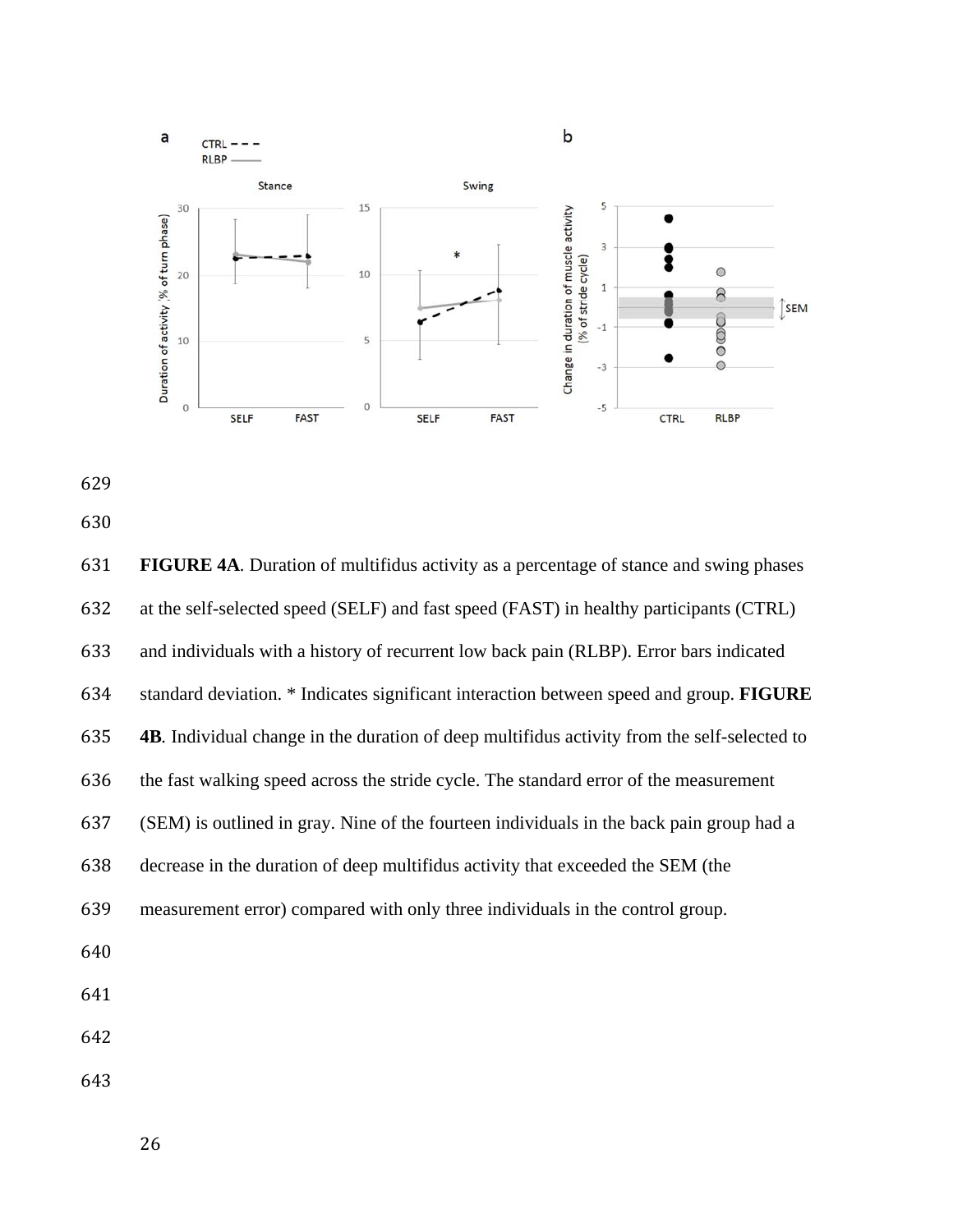**FIGURE 4A**. Duration of multifidus activity as a percentage of stance and swing phases at the self-selected speed (SELF) and fast speed (FAST) in healthy participants (CTRL) and individuals with a history of recurrent low back pain (RLBP). Error bars indicated standard deviation. * Indicates significant interaction between speed and group. **FIGURE 4B**. Individual change in the duration of deep multifidus activity from the self-selected to the fast walking speed across the stride cycle. The standard error of the measurement (SEM) is outlined in gray. Nine of the fourteen individuals in the back pain group had a decrease in the duration of deep multifidus activity that exceeded the SEM (the measurement error) compared with only three individuals in the control group.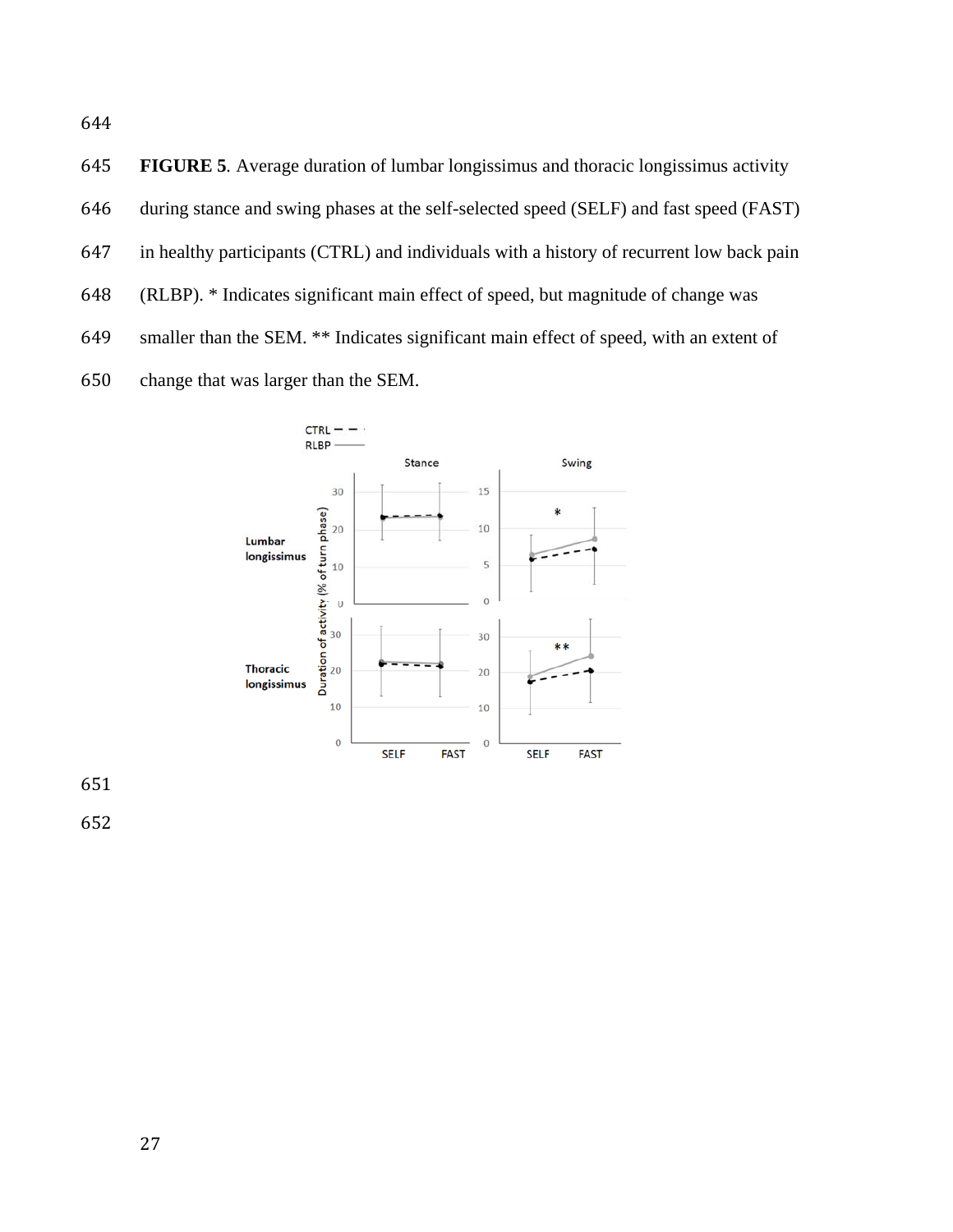**FIGURE 5**. Average duration of lumbar longissimus and thoracic longissimus activity during stance and swing phases at the self-selected speed (SELF) and fast speed (FAST) in healthy participants (CTRL) and individuals with a history of recurrent low back pain (RLBP). * Indicates significant main effect of speed, but magnitude of change was smaller than the SEM. ** Indicates significant main effect of speed, with an extent of change that was larger than the SEM.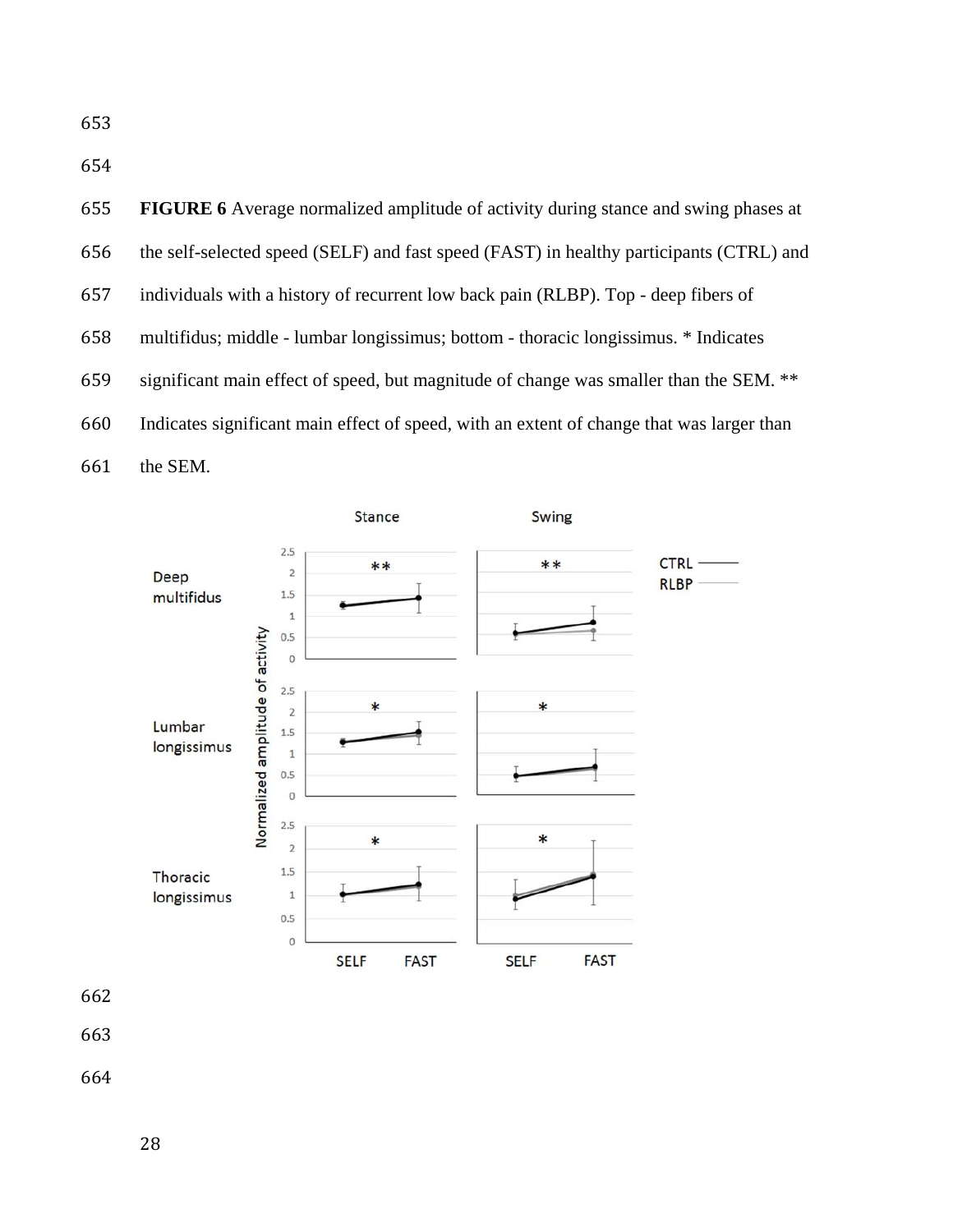**FIGURE 6** Average normalized amplitude of activity during stance and swing phases at the self-selected speed (SELF) and fast speed (FAST) in healthy participants (CTRL) and individuals with a history of recurrent low back pain (RLBP). Top - deep fibers of multifidus; middle - lumbar longissimus; bottom - thoracic longissimus. * Indicates significant main effect of speed, but magnitude of change was smaller than the SEM. ** Indicates significant main effect of speed, with an extent of change that was larger than the SEM.

Stance

Swing

CTRL

RLBP

Deep multifidus

Lumbar longissimus

Thoracic longissimus

Normalized amplitude of activity

2.5
2
1.5
1
0.5
0

**

*

SELF

FAST